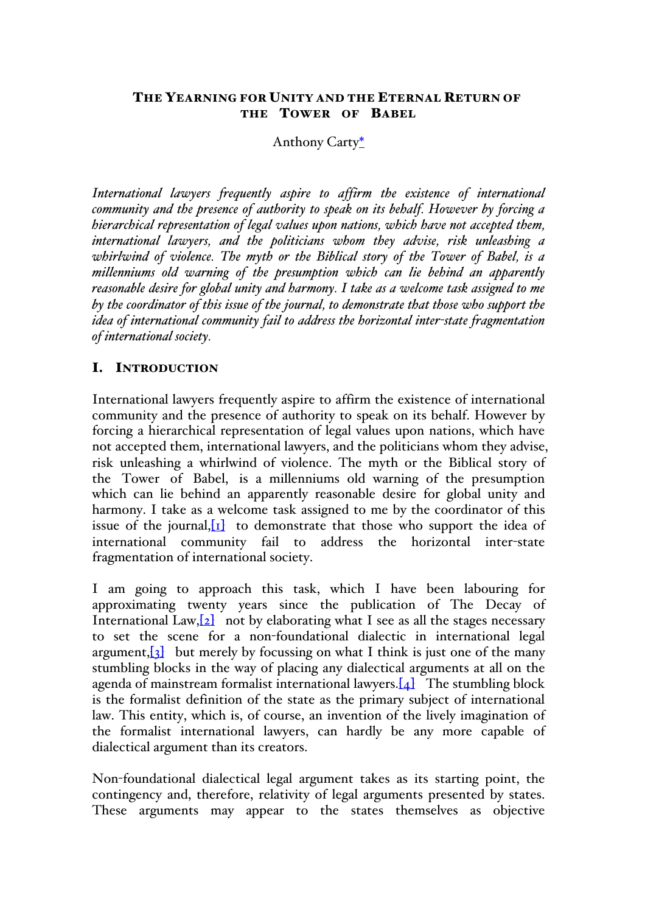# THE YEARNING FOR UNITY AND THE ETERNAL RETURN OF THE TOWER OF BABEL

Anthony Carty*

*International lawyers frequently aspire to affirm the existence of international community and the presence of authority to speak on its behalf. However by forcing a hierarchical representation of legal values upon nations, which have not accepted them, international lawyers, and the politicians whom they advise, risk unleashing a whirlwind of violence. The myth or the Biblical story of the Tower of Babel, is a millenniums old warning of the presumption which can lie behind an apparently reasonable desire for global unity and harmony. I take as a welcome task assigned to me by the coordinator of this issue of the journal, to demonstrate that those who support the idea of international community fail to address the horizontal inter-state fragmentation of international society.*

## I. INTRODUCTION

International lawyers frequently aspire to affirm the existence of international community and the presence of authority to speak on its behalf. However by forcing a hierarchical representation of legal values upon nations, which have not accepted them, international lawyers, and the politicians whom they advise, risk unleashing a whirlwind of violence. The myth or the Biblical story of the Tower of Babel, is a millenniums old warning of the presumption which can lie behind an apparently reasonable desire for global unity and harmony. I take as a welcome task assigned to me by the coordinator of this issue of the journal,[1] to demonstrate that those who support the idea of international community fail to address the horizontal inter-state fragmentation of international society.

I am going to approach this task, which I have been labouring for approximating twenty years since the publication of The Decay of International Law,[2] not by elaborating what I see as all the stages necessary to set the scene for a non-foundational dialectic in international legal argument,[3] but merely by focussing on what I think is just one of the many stumbling blocks in the way of placing any dialectical arguments at all on the agenda of mainstream formalist international lawyers.[4] The stumbling block is the formalist definition of the state as the primary subject of international law. This entity, which is, of course, an invention of the lively imagination of the formalist international lawyers, can hardly be any more capable of dialectical argument than its creators.

Non-foundational dialectical legal argument takes as its starting point, the contingency and, therefore, relativity of legal arguments presented by states. These arguments may appear to the states themselves as objective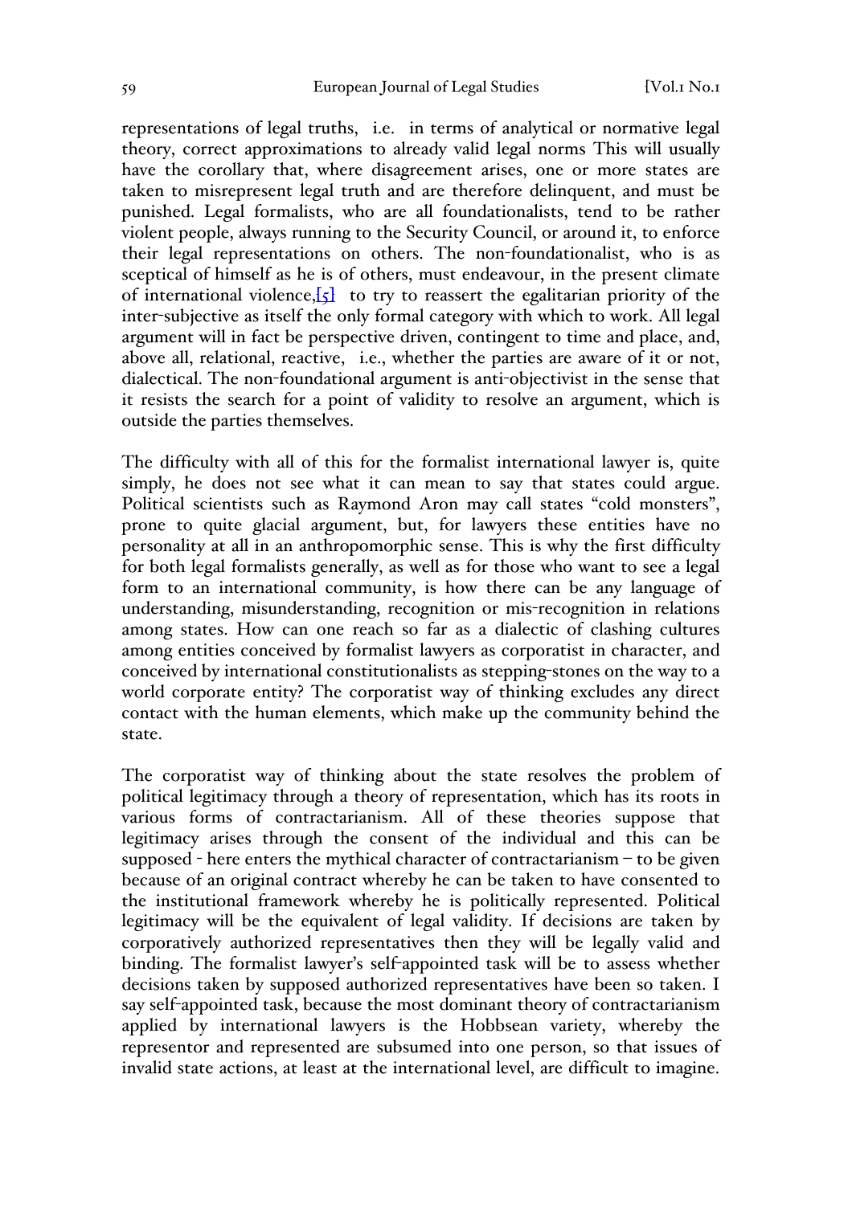representations of legal truths, i.e. in terms of analytical or normative legal theory, correct approximations to already valid legal norms This will usually have the corollary that, where disagreement arises, one or more states are taken to misrepresent legal truth and are therefore delinquent, and must be punished. Legal formalists, who are all foundationalists, tend to be rather violent people, always running to the Security Council, or around it, to enforce their legal representations on others. The non-foundationalist, who is as sceptical of himself as he is of others, must endeavour, in the present climate of international violence,[5] to try to reassert the egalitarian priority of the inter-subjective as itself the only formal category with which to work. All legal argument will in fact be perspective driven, contingent to time and place, and, above all, relational, reactive, i.e., whether the parties are aware of it or not, dialectical. The non-foundational argument is anti-objectivist in the sense that it resists the search for a point of validity to resolve an argument, which is outside the parties themselves.

The difficulty with all of this for the formalist international lawyer is, quite simply, he does not see what it can mean to say that states could argue. Political scientists such as Raymond Aron may call states "cold monsters", prone to quite glacial argument, but, for lawyers these entities have no personality at all in an anthropomorphic sense. This is why the first difficulty for both legal formalists generally, as well as for those who want to see a legal form to an international community, is how there can be any language of understanding, misunderstanding, recognition or mis-recognition in relations among states. How can one reach so far as a dialectic of clashing cultures among entities conceived by formalist lawyers as corporatist in character, and conceived by international constitutionalists as stepping-stones on the way to a world corporate entity? The corporatist way of thinking excludes any direct contact with the human elements, which make up the community behind the state.

The corporatist way of thinking about the state resolves the problem of political legitimacy through a theory of representation, which has its roots in various forms of contractarianism. All of these theories suppose that legitimacy arises through the consent of the individual and this can be supposed - here enters the mythical character of contractarianism – to be given because of an original contract whereby he can be taken to have consented to the institutional framework whereby he is politically represented. Political legitimacy will be the equivalent of legal validity. If decisions are taken by corporatively authorized representatives then they will be legally valid and binding. The formalist lawyer's self-appointed task will be to assess whether decisions taken by supposed authorized representatives have been so taken. I say self-appointed task, because the most dominant theory of contractarianism applied by international lawyers is the Hobbsean variety, whereby the representor and represented are subsumed into one person, so that issues of invalid state actions, at least at the international level, are difficult to imagine.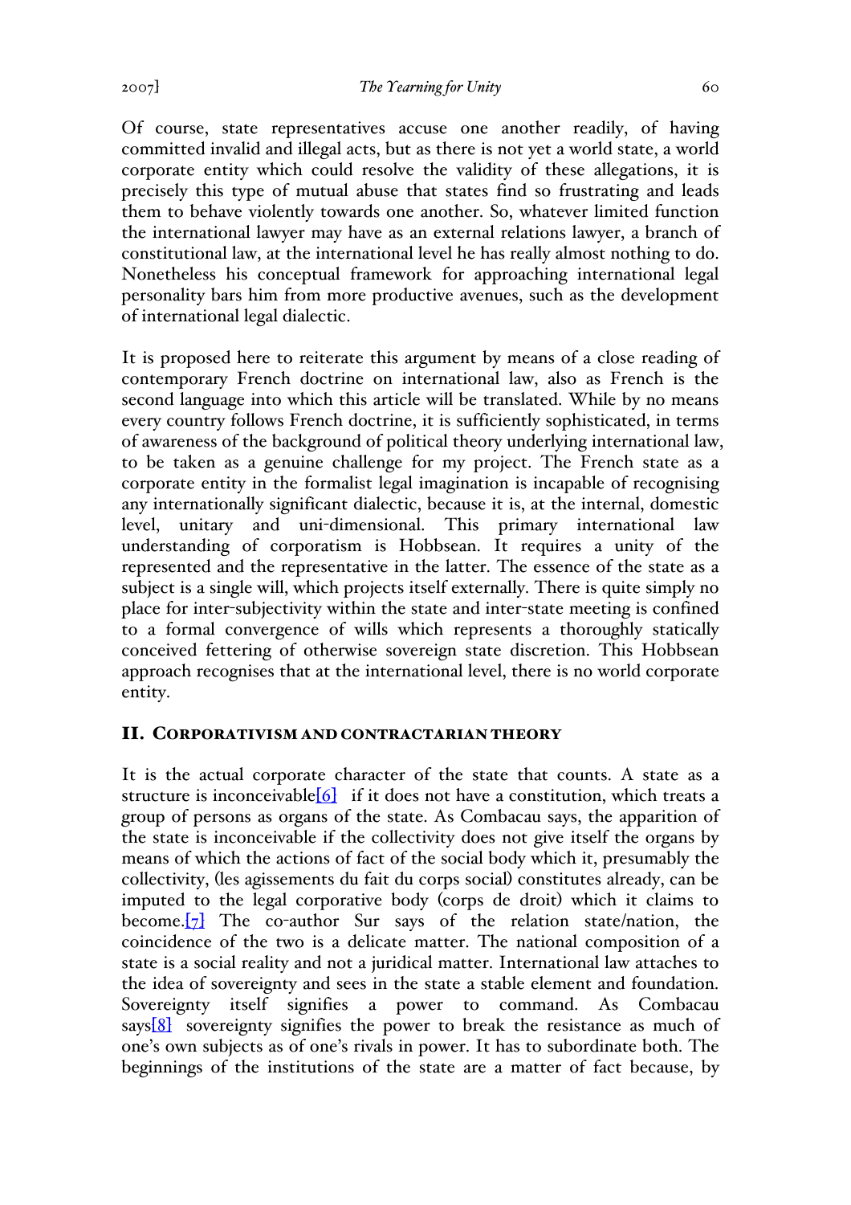Of course, state representatives accuse one another readily, of having committed invalid and illegal acts, but as there is not yet a world state, a world corporate entity which could resolve the validity of these allegations, it is precisely this type of mutual abuse that states find so frustrating and leads them to behave violently towards one another. So, whatever limited function the international lawyer may have as an external relations lawyer, a branch of constitutional law, at the international level he has really almost nothing to do. Nonetheless his conceptual framework for approaching international legal personality bars him from more productive avenues, such as the development of international legal dialectic.

It is proposed here to reiterate this argument by means of a close reading of contemporary French doctrine on international law, also as French is the second language into which this article will be translated. While by no means every country follows French doctrine, it is sufficiently sophisticated, in terms of awareness of the background of political theory underlying international law, to be taken as a genuine challenge for my project. The French state as a corporate entity in the formalist legal imagination is incapable of recognising any internationally significant dialectic, because it is, at the internal, domestic level, unitary and uni-dimensional. This primary international law understanding of corporatism is Hobbsean. It requires a unity of the represented and the representative in the latter. The essence of the state as a subject is a single will, which projects itself externally. There is quite simply no place for inter-subjectivity within the state and inter-state meeting is confined to a formal convergence of wills which represents a thoroughly statically conceived fettering of otherwise sovereign state discretion. This Hobbsean approach recognises that at the international level, there is no world corporate entity.

## II. Corporativism and Contractarian Theory

It is the actual corporate character of the state that counts. A state as a structure is inconceivable[6] if it does not have a constitution, which treats a group of persons as organs of the state. As Combacau says, the apparition of the state is inconceivable if the collectivity does not give itself the organs by means of which the actions of fact of the social body which it, presumably the collectivity, (les agissements du fait du corps social) constitutes already, can be imputed to the legal corporative body (corps de droit) which it claims to become.[7] The co-author Sur says of the relation state/nation, the coincidence of the two is a delicate matter. The national composition of a state is a social reality and not a juridical matter. International law attaches to the idea of sovereignty and sees in the state a stable element and foundation. Sovereignty itself signifies a power to command. As Combacau says[8] sovereignty signifies the power to break the resistance as much of one's own subjects as of one's rivals in power. It has to subordinate both. The beginnings of the institutions of the state are a matter of fact because, by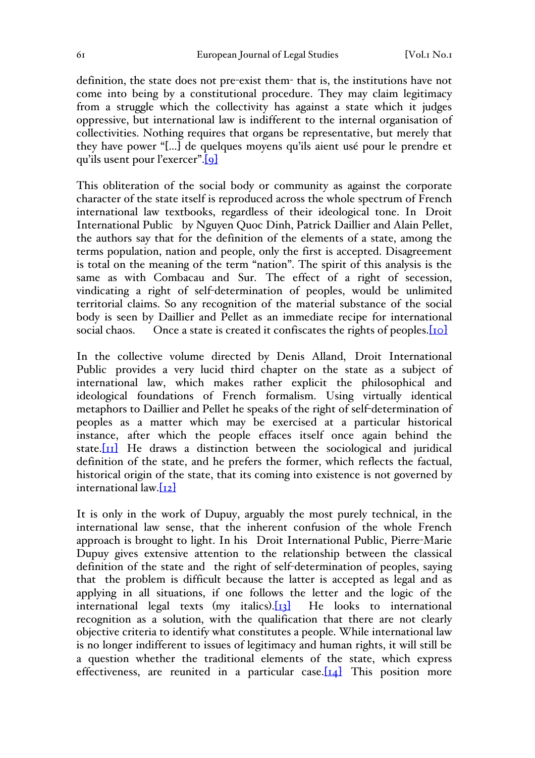definition, the state does not pre-exist them- that is, the institutions have not come into being by a constitutional procedure. They may claim legitimacy from a struggle which the collectivity has against a state which it judges oppressive, but international law is indifferent to the internal organisation of collectivities. Nothing requires that organs be representative, but merely that they have power "[...] de quelques moyens qu'ils aient usé pour le prendre et qu'ils usent pour l'exercer".[9]

This obliteration of the social body or community as against the corporate character of the state itself is reproduced across the whole spectrum of French international law textbooks, regardless of their ideological tone. In Droit International Public by Nguyen Quoc Dinh, Patrick Daillier and Alain Pellet, the authors say that for the definition of the elements of a state, among the terms population, nation and people, only the first is accepted. Disagreement is total on the meaning of the term "nation". The spirit of this analysis is the same as with Combacau and Sur. The effect of a right of secession, vindicating a right of self-determination of peoples, would be unlimited territorial claims. So any recognition of the material substance of the social body is seen by Daillier and Pellet as an immediate recipe for international social chaos. Once a state is created it confiscates the rights of peoples.[10]

In the collective volume directed by Denis Alland, Droit International Public provides a very lucid third chapter on the state as a subject of international law, which makes rather explicit the philosophical and ideological foundations of French formalism. Using virtually identical metaphors to Daillier and Pellet he speaks of the right of self-determination of peoples as a matter which may be exercised at a particular historical instance, after which the people effaces itself once again behind the state.[11] He draws a distinction between the sociological and juridical definition of the state, and he prefers the former, which reflects the factual, historical origin of the state, that its coming into existence is not governed by international law.[12]

It is only in the work of Dupuy, arguably the most purely technical, in the international law sense, that the inherent confusion of the whole French approach is brought to light. In his Droit International Public, Pierre-Marie Dupuy gives extensive attention to the relationship between the classical definition of the state and the right of self-determination of peoples, saying that the problem is difficult because the latter is accepted as legal and as applying in all situations, if one follows the letter and the logic of the international legal texts (my italics).[13] He looks to international recognition as a solution, with the qualification that there are not clearly objective criteria to identify what constitutes a people. While international law is no longer indifferent to issues of legitimacy and human rights, it will still be a question whether the traditional elements of the state, which express effectiveness, are reunited in a particular case.[14] This position more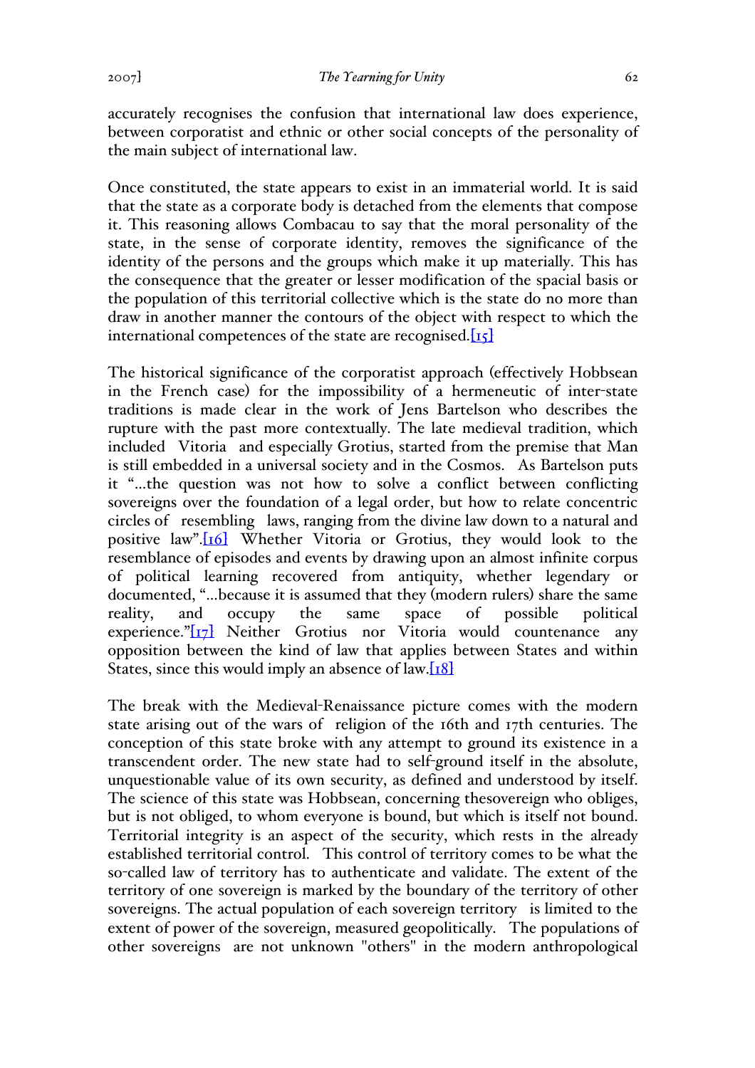accurately recognises the confusion that international law does experience, between corporatist and ethnic or other social concepts of the personality of the main subject of international law.

Once constituted, the state appears to exist in an immaterial world. It is said that the state as a corporate body is detached from the elements that compose it. This reasoning allows Combacau to say that the moral personality of the state, in the sense of corporate identity, removes the significance of the identity of the persons and the groups which make it up materially. This has the consequence that the greater or lesser modification of the spacial basis or the population of this territorial collective which is the state do no more than draw in another manner the contours of the object with respect to which the international competences of the state are recognised.[15]

The historical significance of the corporatist approach (effectively Hobbsean in the French case) for the impossibility of a hermeneutic of inter-state traditions is made clear in the work of Jens Bartelson who describes the rupture with the past more contextually. The late medieval tradition, which included Vitoria and especially Grotius, started from the premise that Man is still embedded in a universal society and in the Cosmos. As Bartelson puts it "...the question was not how to solve a conflict between conflicting sovereigns over the foundation of a legal order, but how to relate concentric circles of resembling laws, ranging from the divine law down to a natural and positive law".[16] Whether Vitoria or Grotius, they would look to the resemblance of episodes and events by drawing upon an almost infinite corpus of political learning recovered from antiquity, whether legendary or documented, "...because it is assumed that they (modern rulers) share the same reality, and occupy the same space of possible political experience."[17] Neither Grotius nor Vitoria would countenance any opposition between the kind of law that applies between States and within States, since this would imply an absence of law.[18]

The break with the Medieval-Renaissance picture comes with the modern state arising out of the wars of religion of the 16th and 17th centuries. The conception of this state broke with any attempt to ground its existence in a transcendent order. The new state had to self-ground itself in the absolute, unquestionable value of its own security, as defined and understood by itself. The science of this state was Hobbsean, concerning thesovereign who obliges, but is not obliged, to whom everyone is bound, but which is itself not bound. Territorial integrity is an aspect of the security, which rests in the already established territorial control. This control of territory comes to be what the so-called law of territory has to authenticate and validate. The extent of the territory of one sovereign is marked by the boundary of the territory of other sovereigns. The actual population of each sovereign territory is limited to the extent of power of the sovereign, measured geopolitically. The populations of other sovereigns are not unknown "others" in the modern anthropological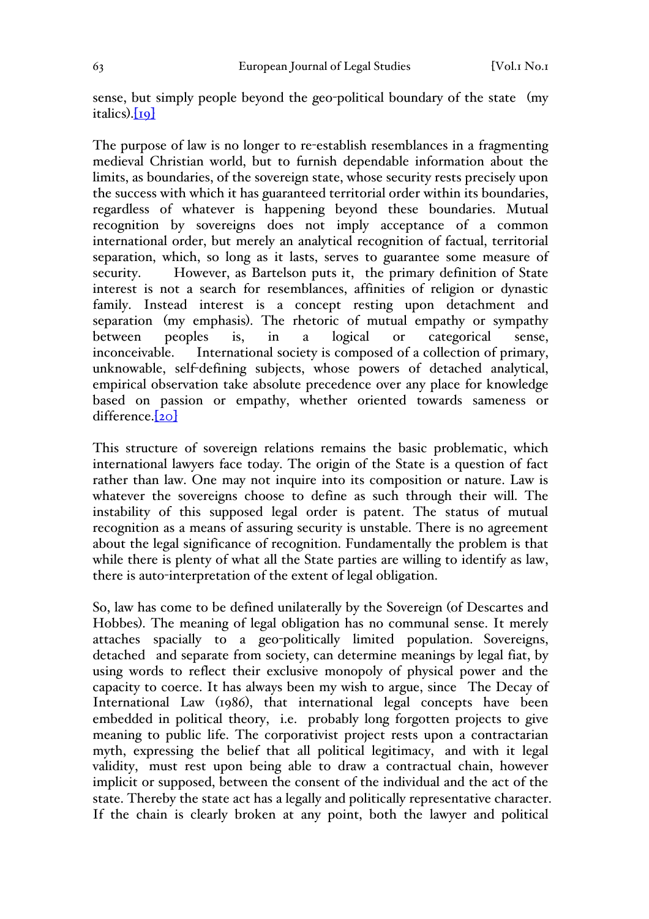sense, but simply people beyond the geo-political boundary of the state (my italics).[19]

The purpose of law is no longer to re-establish resemblances in a fragmenting medieval Christian world, but to furnish dependable information about the limits, as boundaries, of the sovereign state, whose security rests precisely upon the success with which it has guaranteed territorial order within its boundaries, regardless of whatever is happening beyond these boundaries. Mutual recognition by sovereigns does not imply acceptance of a common international order, but merely an analytical recognition of factual, territorial separation, which, so long as it lasts, serves to guarantee some measure of security. However, as Bartelson puts it, the primary definition of State interest is not a search for resemblances, affinities of religion or dynastic family. Instead interest is a concept resting upon detachment and separation (my emphasis). The rhetoric of mutual empathy or sympathy between peoples is, in a logical or categorical sense, inconceivable. International society is composed of a collection of primary, unknowable, self-defining subjects, whose powers of detached analytical, empirical observation take absolute precedence over any place for knowledge based on passion or empathy, whether oriented towards sameness or difference.[20]

This structure of sovereign relations remains the basic problematic, which international lawyers face today. The origin of the State is a question of fact rather than law. One may not inquire into its composition or nature. Law is whatever the sovereigns choose to define as such through their will. The instability of this supposed legal order is patent. The status of mutual recognition as a means of assuring security is unstable. There is no agreement about the legal significance of recognition. Fundamentally the problem is that while there is plenty of what all the State parties are willing to identify as law, there is auto-interpretation of the extent of legal obligation.

So, law has come to be defined unilaterally by the Sovereign (of Descartes and Hobbes). The meaning of legal obligation has no communal sense. It merely attaches spacially to a geo-politically limited population. Sovereigns, detached and separate from society, can determine meanings by legal fiat, by using words to reflect their exclusive monopoly of physical power and the capacity to coerce. It has always been my wish to argue, since The Decay of International Law (1986), that international legal concepts have been embedded in political theory, i.e. probably long forgotten projects to give meaning to public life. The corporativist project rests upon a contractarian myth, expressing the belief that all political legitimacy, and with it legal validity, must rest upon being able to draw a contractual chain, however implicit or supposed, between the consent of the individual and the act of the state. Thereby the state act has a legally and politically representative character. If the chain is clearly broken at any point, both the lawyer and political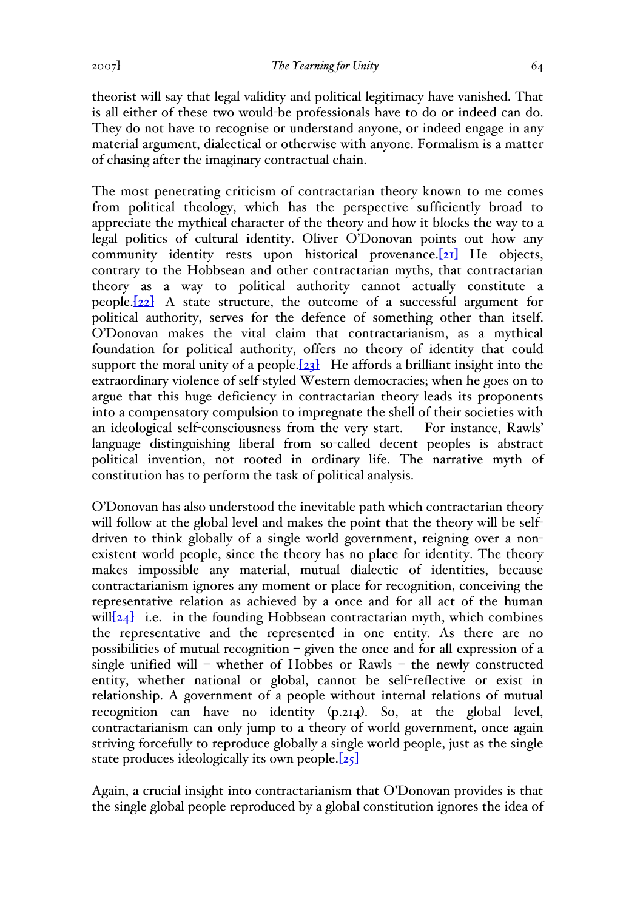theorist will say that legal validity and political legitimacy have vanished. That is all either of these two would-be professionals have to do or indeed can do. They do not have to recognise or understand anyone, or indeed engage in any material argument, dialectical or otherwise with anyone. Formalism is a matter of chasing after the imaginary contractual chain.

The most penetrating criticism of contractarian theory known to me comes from political theology, which has the perspective sufficiently broad to appreciate the mythical character of the theory and how it blocks the way to a legal politics of cultural identity. Oliver O'Donovan points out how any community identity rests upon historical provenance.[21] He objects, contrary to the Hobbsean and other contractarian myths, that contractarian theory as a way to political authority cannot actually constitute a people.[22] A state structure, the outcome of a successful argument for political authority, serves for the defence of something other than itself. O'Donovan makes the vital claim that contractarianism, as a mythical foundation for political authority, offers no theory of identity that could support the moral unity of a people.[23] He affords a brilliant insight into the extraordinary violence of self-styled Western democracies; when he goes on to argue that this huge deficiency in contractarian theory leads its proponents into a compensatory compulsion to impregnate the shell of their societies with an ideological self-consciousness from the very start. For instance, Rawls' language distinguishing liberal from so-called decent peoples is abstract political invention, not rooted in ordinary life. The narrative myth of constitution has to perform the task of political analysis.

O'Donovan has also understood the inevitable path which contractarian theory will follow at the global level and makes the point that the theory will be self-driven to think globally of a single world government, reigning over a non-existent world people, since the theory has no place for identity. The theory makes impossible any material, mutual dialectic of identities, because contractarianism ignores any moment or place for recognition, conceiving the representative relation as achieved by a once and for all act of the human will[24] i.e. in the founding Hobbsean contractarian myth, which combines the representative and the represented in one entity. As there are no possibilities of mutual recognition – given the once and for all expression of a single unified will – whether of Hobbes or Rawls – the newly constructed entity, whether national or global, cannot be self-reflective or exist in relationship. A government of a people without internal relations of mutual recognition can have no identity (p.214). So, at the global level, contractarianism can only jump to a theory of world government, once again striving forcefully to reproduce globally a single world people, just as the single state produces ideologically its own people.[25]

Again, a crucial insight into contractarianism that O'Donovan provides is that the single global people reproduced by a global constitution ignores the idea of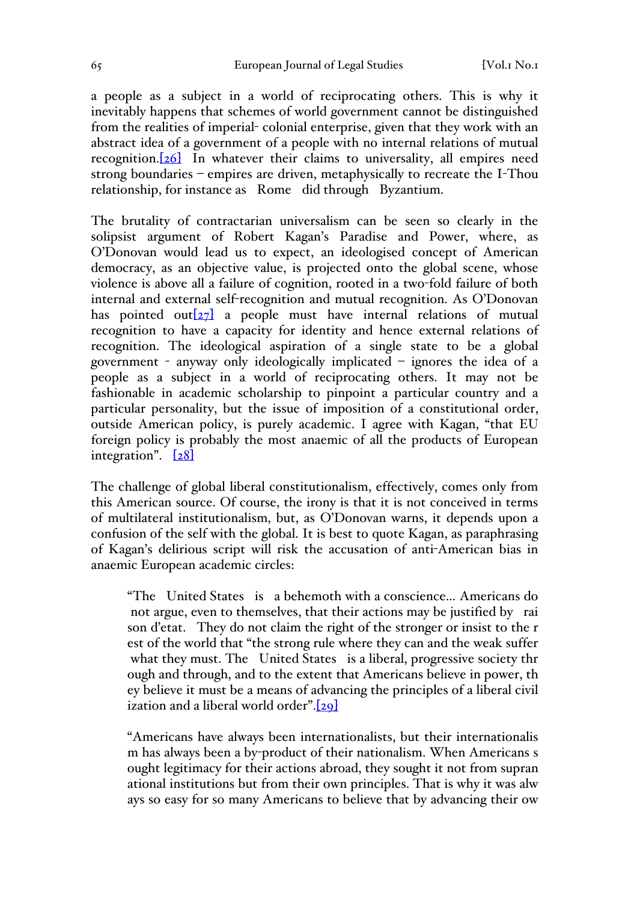a people as a subject in a world of reciprocating others. This is why it inevitably happens that schemes of world government cannot be distinguished from the realities of imperial- colonial enterprise, given that they work with an abstract idea of a government of a people with no internal relations of mutual recognition.[26] In whatever their claims to universality, all empires need strong boundaries – empires are driven, metaphysically to recreate the I-Thou relationship, for instance as Rome did through Byzantium.

The brutality of contractarian universalism can be seen so clearly in the solipsist argument of Robert Kagan's Paradise and Power, where, as O'Donovan would lead us to expect, an ideologised concept of American democracy, as an objective value, is projected onto the global scene, whose violence is above all a failure of cognition, rooted in a two-fold failure of both internal and external self-recognition and mutual recognition. As O'Donovan has pointed out[27] a people must have internal relations of mutual recognition to have a capacity for identity and hence external relations of recognition. The ideological aspiration of a single state to be a global government - anyway only ideologically implicated – ignores the idea of a people as a subject in a world of reciprocating others. It may not be fashionable in academic scholarship to pinpoint a particular country and a particular personality, but the issue of imposition of a constitutional order, outside American policy, is purely academic. I agree with Kagan, "that EU foreign policy is probably the most anaemic of all the products of European integration". [28]

The challenge of global liberal constitutionalism, effectively, comes only from this American source. Of course, the irony is that it is not conceived in terms of multilateral institutionalism, but, as O'Donovan warns, it depends upon a confusion of the self with the global. It is best to quote Kagan, as paraphrasing of Kagan's delirious script will risk the accusation of anti-American bias in anaemic European academic circles:

> "The United States is a behemoth with a conscience… Americans do not argue, even to themselves, that their actions may be justified by raison d'etat. They do not claim the right of the stronger or insist to the rest of the world that "the strong rule where they can and the weak suffer what they must. The United States is a liberal, progressive society through and through, and to the extent that Americans believe in power, they believe it must be a means of advancing the principles of a liberal civilization and a liberal world order".[29]

> "Americans have always been internationalists, but their internationalism has always been a by-product of their nationalism. When Americans sought legitimacy for their actions abroad, they sought it not from supranational institutions but from their own principles. That is why it was always so easy for so many Americans to believe that by advancing their ow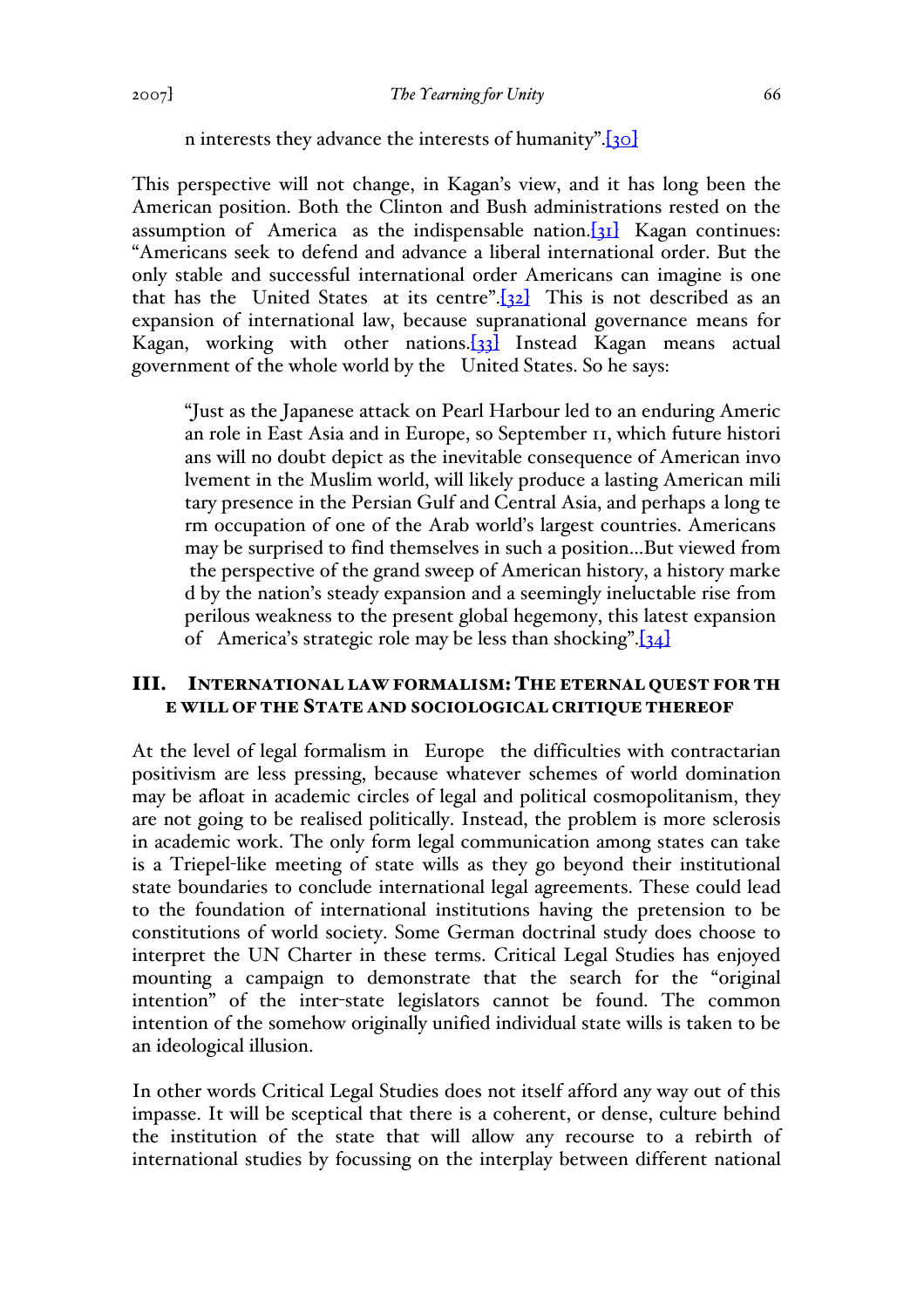n interests they advance the interests of humanity".[30]

This perspective will not change, in Kagan's view, and it has long been the American position. Both the Clinton and Bush administrations rested on the assumption of America as the indispensable nation.[31] Kagan continues: "Americans seek to defend and advance a liberal international order. But the only stable and successful international order Americans can imagine is one that has the United States at its centre".[32] This is not described as an expansion of international law, because supranational governance means for Kagan, working with other nations.[33] Instead Kagan means actual government of the whole world by the United States. So he says:

> "Just as the Japanese attack on Pearl Harbour led to an enduring American role in East Asia and in Europe, so September 11, which future historians will no doubt depict as the inevitable consequence of American involvement in the Muslim world, will likely produce a lasting American military presence in the Persian Gulf and Central Asia, and perhaps a long term occupation of one of the Arab world's largest countries. Americans may be surprised to find themselves in such a position...But viewed from the perspective of the grand sweep of American history, a history marked by the nation's steady expansion and a seemingly ineluctable rise from perilous weakness to the present global hegemony, this latest expansion of America's strategic role may be less than shocking".[34]

## III. INTERNATIONAL LAW FORMALISM: THE ETERNAL QUEST FOR THE WILL OF THE STATE AND SOCIOLOGICAL CRITIQUE THEREOF

At the level of legal formalism in Europe the difficulties with contractarian positivism are less pressing, because whatever schemes of world domination may be afloat in academic circles of legal and political cosmopolitanism, they are not going to be realised politically. Instead, the problem is more sclerosis in academic work. The only form legal communication among states can take is a Triepel-like meeting of state wills as they go beyond their institutional state boundaries to conclude international legal agreements. These could lead to the foundation of international institutions having the pretension to be constitutions of world society. Some German doctrinal study does choose to interpret the UN Charter in these terms. Critical Legal Studies has enjoyed mounting a campaign to demonstrate that the search for the "original intention" of the inter-state legislators cannot be found. The common intention of the somehow originally unified individual state wills is taken to be an ideological illusion.

In other words Critical Legal Studies does not itself afford any way out of this impasse. It will be sceptical that there is a coherent, or dense, culture behind the institution of the state that will allow any recourse to a rebirth of international studies by focussing on the interplay between different national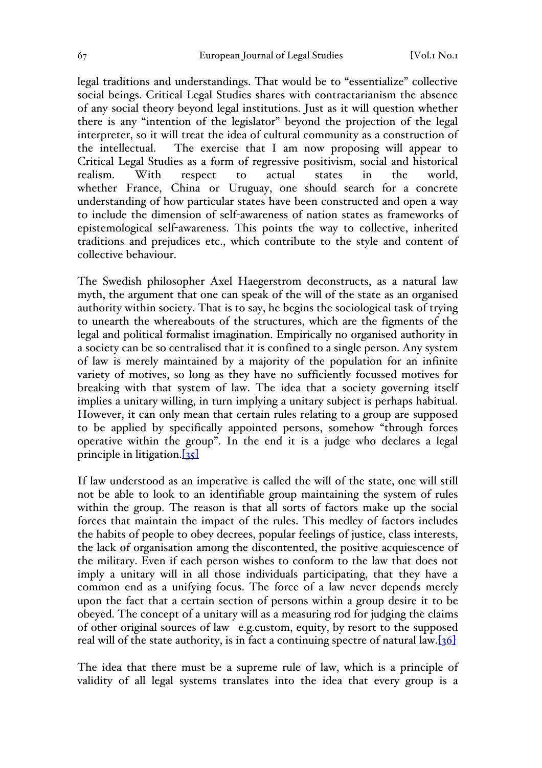legal traditions and understandings. That would be to "essentialize" collective social beings. Critical Legal Studies shares with contractarianism the absence of any social theory beyond legal institutions. Just as it will question whether there is any "intention of the legislator" beyond the projection of the legal interpreter, so it will treat the idea of cultural community as a construction of the intellectual. The exercise that I am now proposing will appear to Critical Legal Studies as a form of regressive positivism, social and historical realism. With respect to actual states in the world, whether France, China or Uruguay, one should search for a concrete understanding of how particular states have been constructed and open a way to include the dimension of self-awareness of nation states as frameworks of epistemological self-awareness. This points the way to collective, inherited traditions and prejudices etc., which contribute to the style and content of collective behaviour.

The Swedish philosopher Axel Haegerstrom deconstructs, as a natural law myth, the argument that one can speak of the will of the state as an organised authority within society. That is to say, he begins the sociological task of trying to unearth the whereabouts of the structures, which are the figments of the legal and political formalist imagination. Empirically no organised authority in a society can be so centralised that it is confined to a single person. Any system of law is merely maintained by a majority of the population for an infinite variety of motives, so long as they have no sufficiently focussed motives for breaking with that system of law. The idea that a society governing itself implies a unitary willing, in turn implying a unitary subject is perhaps habitual. However, it can only mean that certain rules relating to a group are supposed to be applied by specifically appointed persons, somehow "through forces operative within the group". In the end it is a judge who declares a legal principle in litigation.[35]

If law understood as an imperative is called the will of the state, one will still not be able to look to an identifiable group maintaining the system of rules within the group. The reason is that all sorts of factors make up the social forces that maintain the impact of the rules. This medley of factors includes the habits of people to obey decrees, popular feelings of justice, class interests, the lack of organisation among the discontented, the positive acquiescence of the military. Even if each person wishes to conform to the law that does not imply a unitary will in all those individuals participating, that they have a common end as a unifying focus. The force of a law never depends merely upon the fact that a certain section of persons within a group desire it to be obeyed. The concept of a unitary will as a measuring rod for judging the claims of other original sources of law e.g.custom, equity, by resort to the supposed real will of the state authority, is in fact a continuing spectre of natural law.[36]

The idea that there must be a supreme rule of law, which is a principle of validity of all legal systems translates into the idea that every group is a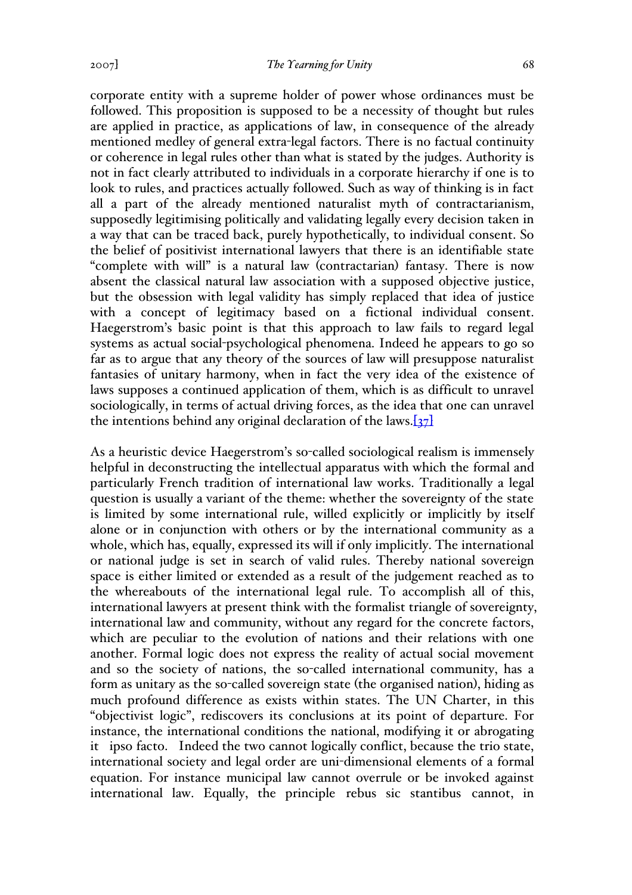corporate entity with a supreme holder of power whose ordinances must be followed. This proposition is supposed to be a necessity of thought but rules are applied in practice, as applications of law, in consequence of the already mentioned medley of general extra-legal factors. There is no factual continuity or coherence in legal rules other than what is stated by the judges. Authority is not in fact clearly attributed to individuals in a corporate hierarchy if one is to look to rules, and practices actually followed. Such as way of thinking is in fact all a part of the already mentioned naturalist myth of contractarianism, supposedly legitimising politically and validating legally every decision taken in a way that can be traced back, purely hypothetically, to individual consent. So the belief of positivist international lawyers that there is an identifiable state "complete with will" is a natural law (contractarian) fantasy. There is now absent the classical natural law association with a supposed objective justice, but the obsession with legal validity has simply replaced that idea of justice with a concept of legitimacy based on a fictional individual consent. Haegerstrom's basic point is that this approach to law fails to regard legal systems as actual social-psychological phenomena. Indeed he appears to go so far as to argue that any theory of the sources of law will presuppose naturalist fantasies of unitary harmony, when in fact the very idea of the existence of laws supposes a continued application of them, which is as difficult to unravel sociologically, in terms of actual driving forces, as the idea that one can unravel the intentions behind any original declaration of the laws.[37]

As a heuristic device Haegerstrom's so-called sociological realism is immensely helpful in deconstructing the intellectual apparatus with which the formal and particularly French tradition of international law works. Traditionally a legal question is usually a variant of the theme: whether the sovereignty of the state is limited by some international rule, willed explicitly or implicitly by itself alone or in conjunction with others or by the international community as a whole, which has, equally, expressed its will if only implicitly. The international or national judge is set in search of valid rules. Thereby national sovereign space is either limited or extended as a result of the judgement reached as to the whereabouts of the international legal rule. To accomplish all of this, international lawyers at present think with the formalist triangle of sovereignty, international law and community, without any regard for the concrete factors, which are peculiar to the evolution of nations and their relations with one another. Formal logic does not express the reality of actual social movement and so the society of nations, the so-called international community, has a form as unitary as the so-called sovereign state (the organised nation), hiding as much profound difference as exists within states. The UN Charter, in this "objectivist logic", rediscovers its conclusions at its point of departure. For instance, the international conditions the national, modifying it or abrogating it ipso facto. Indeed the two cannot logically conflict, because the trio state, international society and legal order are uni-dimensional elements of a formal equation. For instance municipal law cannot overrule or be invoked against international law. Equally, the principle rebus sic stantibus cannot, in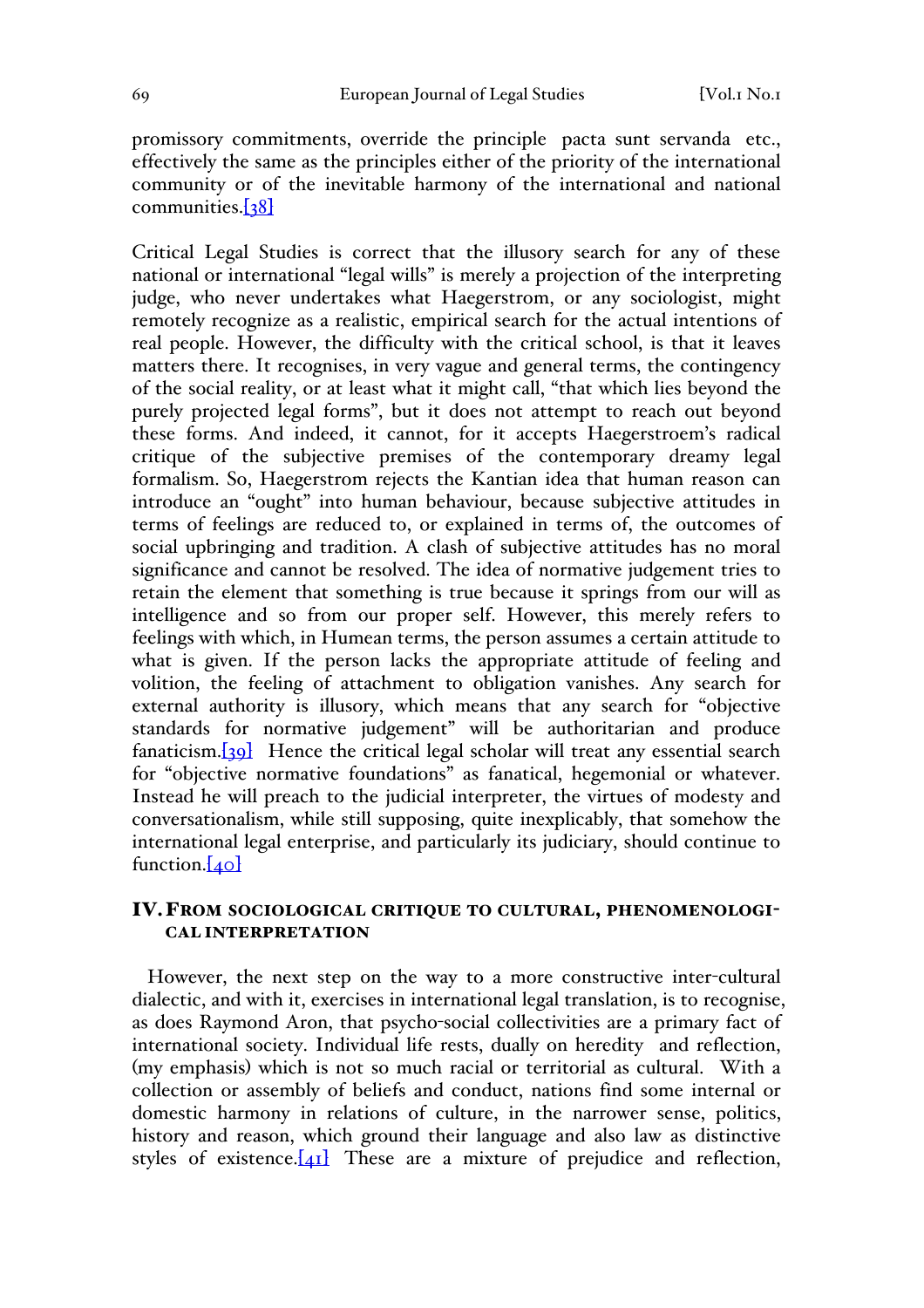promissory commitments, override the principle pacta sunt servanda etc., effectively the same as the principles either of the priority of the international community or of the inevitable harmony of the international and national communities.[38]

Critical Legal Studies is correct that the illusory search for any of these national or international "legal wills" is merely a projection of the interpreting judge, who never undertakes what Haegerstrom, or any sociologist, might remotely recognize as a realistic, empirical search for the actual intentions of real people. However, the difficulty with the critical school, is that it leaves matters there. It recognises, in very vague and general terms, the contingency of the social reality, or at least what it might call, "that which lies beyond the purely projected legal forms", but it does not attempt to reach out beyond these forms. And indeed, it cannot, for it accepts Haegerstroem's radical critique of the subjective premises of the contemporary dreamy legal formalism. So, Haegerstrom rejects the Kantian idea that human reason can introduce an "ought" into human behaviour, because subjective attitudes in terms of feelings are reduced to, or explained in terms of, the outcomes of social upbringing and tradition. A clash of subjective attitudes has no moral significance and cannot be resolved. The idea of normative judgement tries to retain the element that something is true because it springs from our will as intelligence and so from our proper self. However, this merely refers to feelings with which, in Humean terms, the person assumes a certain attitude to what is given. If the person lacks the appropriate attitude of feeling and volition, the feeling of attachment to obligation vanishes. Any search for external authority is illusory, which means that any search for "objective standards for normative judgement" will be authoritarian and produce fanaticism.[39] Hence the critical legal scholar will treat any essential search for "objective normative foundations" as fanatical, hegemonial or whatever. Instead he will preach to the judicial interpreter, the virtues of modesty and conversationalism, while still supposing, quite inexplicably, that somehow the international legal enterprise, and particularly its judiciary, should continue to function.[40]

## IV. From sociological critique to cultural, phenomenological interpretation

However, the next step on the way to a more constructive inter-cultural dialectic, and with it, exercises in international legal translation, is to recognise, as does Raymond Aron, that psycho-social collectivities are a primary fact of international society. Individual life rests, dually on heredity and reflection, (my emphasis) which is not so much racial or territorial as cultural. With a collection or assembly of beliefs and conduct, nations find some internal or domestic harmony in relations of culture, in the narrower sense, politics, history and reason, which ground their language and also law as distinctive styles of existence.[41] These are a mixture of prejudice and reflection,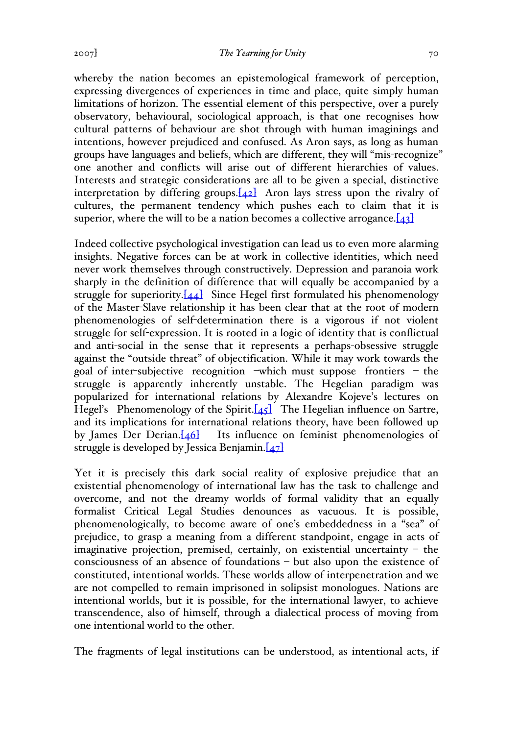whereby the nation becomes an epistemological framework of perception, expressing divergences of experiences in time and place, quite simply human limitations of horizon. The essential element of this perspective, over a purely observatory, behavioural, sociological approach, is that one recognises how cultural patterns of behaviour are shot through with human imaginings and intentions, however prejudiced and confused. As Aron says, as long as human groups have languages and beliefs, which are different, they will "mis-recognize" one another and conflicts will arise out of different hierarchies of values. Interests and strategic considerations are all to be given a special, distinctive interpretation by differing groups.[42] Aron lays stress upon the rivalry of cultures, the permanent tendency which pushes each to claim that it is superior, where the will to be a nation becomes a collective arrogance.[43]

Indeed collective psychological investigation can lead us to even more alarming insights. Negative forces can be at work in collective identities, which need never work themselves through constructively. Depression and paranoia work sharply in the definition of difference that will equally be accompanied by a struggle for superiority.[44] Since Hegel first formulated his phenomenology of the Master-Slave relationship it has been clear that at the root of modern phenomenologies of self-determination there is a vigorous if not violent struggle for self-expression. It is rooted in a logic of identity that is conflictual and anti-social in the sense that it represents a perhaps-obsessive struggle against the "outside threat" of objectification. While it may work towards the goal of inter-subjective recognition –which must suppose frontiers – the struggle is apparently inherently unstable. The Hegelian paradigm was popularized for international relations by Alexandre Kojeve's lectures on Hegel's Phenomenology of the Spirit.[45] The Hegelian influence on Sartre, and its implications for international relations theory, have been followed up by James Der Derian.[46] Its influence on feminist phenomenologies of struggle is developed by Jessica Benjamin.[47]

Yet it is precisely this dark social reality of explosive prejudice that an existential phenomenology of international law has the task to challenge and overcome, and not the dreamy worlds of formal validity that an equally formalist Critical Legal Studies denounces as vacuous. It is possible, phenomenologically, to become aware of one's embeddedness in a "sea" of prejudice, to grasp a meaning from a different standpoint, engage in acts of imaginative projection, premised, certainly, on existential uncertainty – the consciousness of an absence of foundations – but also upon the existence of constituted, intentional worlds. These worlds allow of interpenetration and we are not compelled to remain imprisoned in solipsist monologues. Nations are intentional worlds, but it is possible, for the international lawyer, to achieve transcendence, also of himself, through a dialectical process of moving from one intentional world to the other.

The fragments of legal institutions can be understood, as intentional acts, if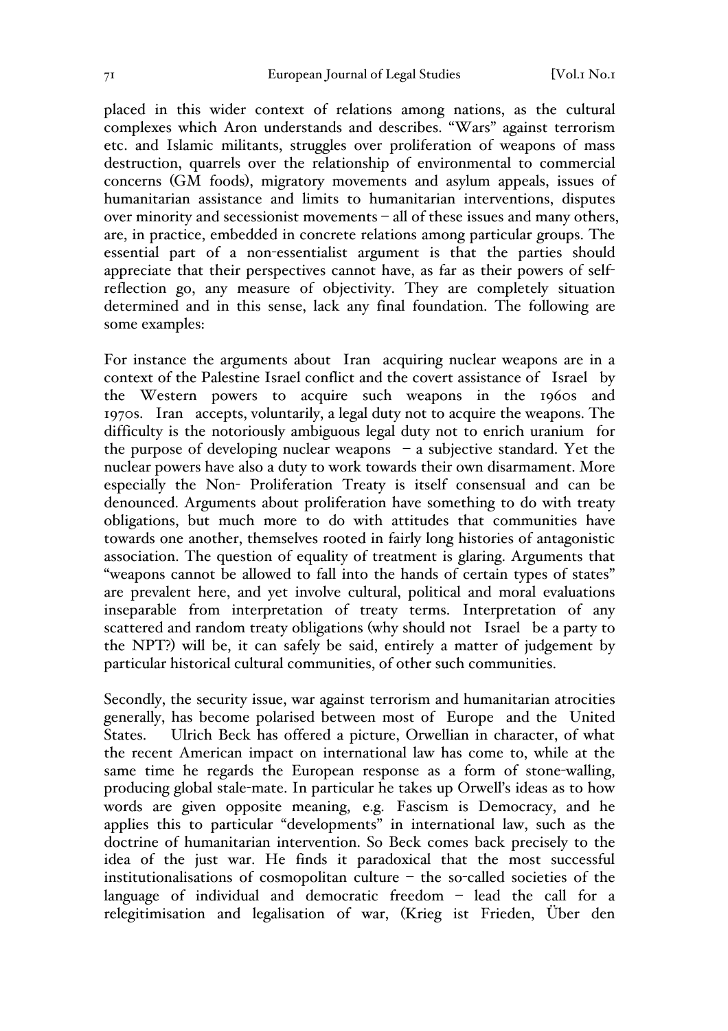placed in this wider context of relations among nations, as the cultural complexes which Aron understands and describes. "Wars" against terrorism etc. and Islamic militants, struggles over proliferation of weapons of mass destruction, quarrels over the relationship of environmental to commercial concerns (GM foods), migratory movements and asylum appeals, issues of humanitarian assistance and limits to humanitarian interventions, disputes over minority and secessionist movements – all of these issues and many others, are, in practice, embedded in concrete relations among particular groups. The essential part of a non-essentialist argument is that the parties should appreciate that their perspectives cannot have, as far as their powers of self-reflection go, any measure of objectivity. They are completely situation determined and in this sense, lack any final foundation. The following are some examples:

For instance the arguments about Iran acquiring nuclear weapons are in a context of the Palestine Israel conflict and the covert assistance of Israel by the Western powers to acquire such weapons in the 1960s and 1970s. Iran accepts, voluntarily, a legal duty not to acquire the weapons. The difficulty is the notoriously ambiguous legal duty not to enrich uranium for the purpose of developing nuclear weapons – a subjective standard. Yet the nuclear powers have also a duty to work towards their own disarmament. More especially the Non- Proliferation Treaty is itself consensual and can be denounced. Arguments about proliferation have something to do with treaty obligations, but much more to do with attitudes that communities have towards one another, themselves rooted in fairly long histories of antagonistic association. The question of equality of treatment is glaring. Arguments that "weapons cannot be allowed to fall into the hands of certain types of states" are prevalent here, and yet involve cultural, political and moral evaluations inseparable from interpretation of treaty terms. Interpretation of any scattered and random treaty obligations (why should not Israel be a party to the NPT?) will be, it can safely be said, entirely a matter of judgement by particular historical cultural communities, of other such communities.

Secondly, the security issue, war against terrorism and humanitarian atrocities generally, has become polarised between most of Europe and the United States. Ulrich Beck has offered a picture, Orwellian in character, of what the recent American impact on international law has come to, while at the same time he regards the European response as a form of stone-walling, producing global stale-mate. In particular he takes up Orwell's ideas as to how words are given opposite meaning, e.g. Fascism is Democracy, and he applies this to particular "developments" in international law, such as the doctrine of humanitarian intervention. So Beck comes back precisely to the idea of the just war. He finds it paradoxical that the most successful institutionalisations of cosmopolitan culture – the so-called societies of the language of individual and democratic freedom – lead the call for a relegitimisation and legalisation of war, (Krieg ist Frieden, Über den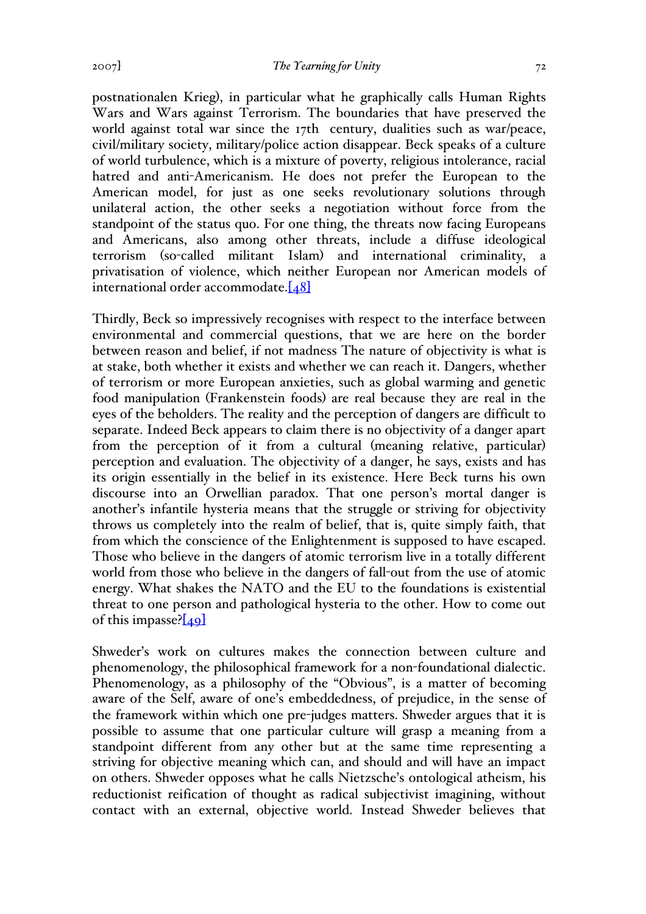postnationalen Krieg), in particular what he graphically calls Human Rights Wars and Wars against Terrorism. The boundaries that have preserved the world against total war since the 17th century, dualities such as war/peace, civil/military society, military/police action disappear. Beck speaks of a culture of world turbulence, which is a mixture of poverty, religious intolerance, racial hatred and anti-Americanism. He does not prefer the European to the American model, for just as one seeks revolutionary solutions through unilateral action, the other seeks a negotiation without force from the standpoint of the status quo. For one thing, the threats now facing Europeans and Americans, also among other threats, include a diffuse ideological terrorism (so-called militant Islam) and international criminality, a privatisation of violence, which neither European nor American models of international order accommodate.[48]

Thirdly, Beck so impressively recognises with respect to the interface between environmental and commercial questions, that we are here on the border between reason and belief, if not madness The nature of objectivity is what is at stake, both whether it exists and whether we can reach it. Dangers, whether of terrorism or more European anxieties, such as global warming and genetic food manipulation (Frankenstein foods) are real because they are real in the eyes of the beholders. The reality and the perception of dangers are difficult to separate. Indeed Beck appears to claim there is no objectivity of a danger apart from the perception of it from a cultural (meaning relative, particular) perception and evaluation. The objectivity of a danger, he says, exists and has its origin essentially in the belief in its existence. Here Beck turns his own discourse into an Orwellian paradox. That one person's mortal danger is another's infantile hysteria means that the struggle or striving for objectivity throws us completely into the realm of belief, that is, quite simply faith, that from which the conscience of the Enlightenment is supposed to have escaped. Those who believe in the dangers of atomic terrorism live in a totally different world from those who believe in the dangers of fall-out from the use of atomic energy. What shakes the NATO and the EU to the foundations is existential threat to one person and pathological hysteria to the other. How to come out of this impasse?[49]

Shweder's work on cultures makes the connection between culture and phenomenology, the philosophical framework for a non-foundational dialectic. Phenomenology, as a philosophy of the "Obvious", is a matter of becoming aware of the Self, aware of one's embeddedness, of prejudice, in the sense of the framework within which one pre-judges matters. Shweder argues that it is possible to assume that one particular culture will grasp a meaning from a standpoint different from any other but at the same time representing a striving for objective meaning which can, and should and will have an impact on others. Shweder opposes what he calls Nietzsche's ontological atheism, his reductionist reification of thought as radical subjectivist imagining, without contact with an external, objective world. Instead Shweder believes that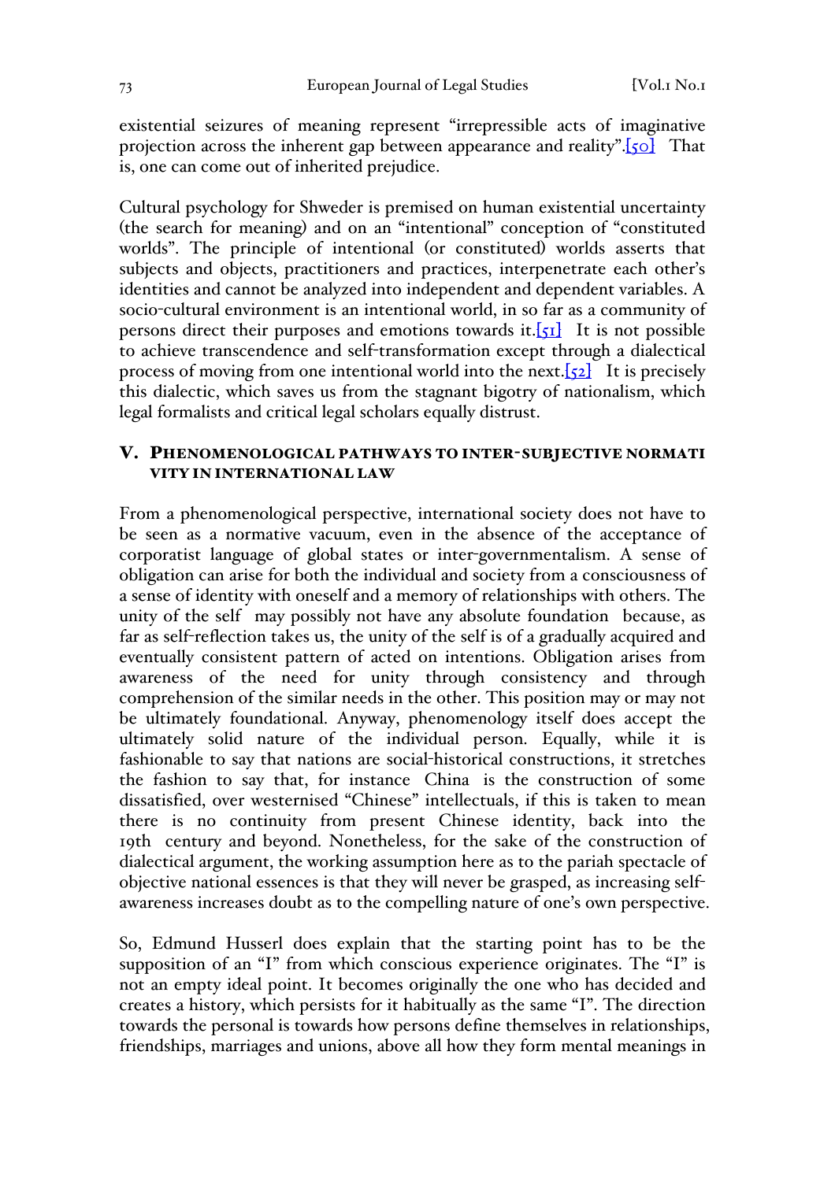existential seizures of meaning represent "irrepressible acts of imaginative projection across the inherent gap between appearance and reality".[50] That is, one can come out of inherited prejudice.

Cultural psychology for Shweder is premised on human existential uncertainty (the search for meaning) and on an "intentional" conception of "constituted worlds". The principle of intentional (or constituted) worlds asserts that subjects and objects, practitioners and practices, interpenetrate each other's identities and cannot be analyzed into independent and dependent variables. A socio-cultural environment is an intentional world, in so far as a community of persons direct their purposes and emotions towards it.[51] It is not possible to achieve transcendence and self-transformation except through a dialectical process of moving from one intentional world into the next.[52] It is precisely this dialectic, which saves us from the stagnant bigotry of nationalism, which legal formalists and critical legal scholars equally distrust.

## V. Phenomenological Pathways to Inter-Subjective Normativity in International Law

From a phenomenological perspective, international society does not have to be seen as a normative vacuum, even in the absence of the acceptance of corporatist language of global states or inter-governmentalism. A sense of obligation can arise for both the individual and society from a consciousness of a sense of identity with oneself and a memory of relationships with others. The unity of the self may possibly not have any absolute foundation because, as far as self-reflection takes us, the unity of the self is of a gradually acquired and eventually consistent pattern of acted on intentions. Obligation arises from awareness of the need for unity through consistency and through comprehension of the similar needs in the other. This position may or may not be ultimately foundational. Anyway, phenomenology itself does accept the ultimately solid nature of the individual person. Equally, while it is fashionable to say that nations are social-historical constructions, it stretches the fashion to say that, for instance China is the construction of some dissatisfied, over westernised "Chinese" intellectuals, if this is taken to mean there is no continuity from present Chinese identity, back into the 19th century and beyond. Nonetheless, for the sake of the construction of dialectical argument, the working assumption here as to the pariah spectacle of objective national essences is that they will never be grasped, as increasing self-awareness increases doubt as to the compelling nature of one's own perspective.

So, Edmund Husserl does explain that the starting point has to be the supposition of an "I" from which conscious experience originates. The "I" is not an empty ideal point. It becomes originally the one who has decided and creates a history, which persists for it habitually as the same "I". The direction towards the personal is towards how persons define themselves in relationships, friendships, marriages and unions, above all how they form mental meanings in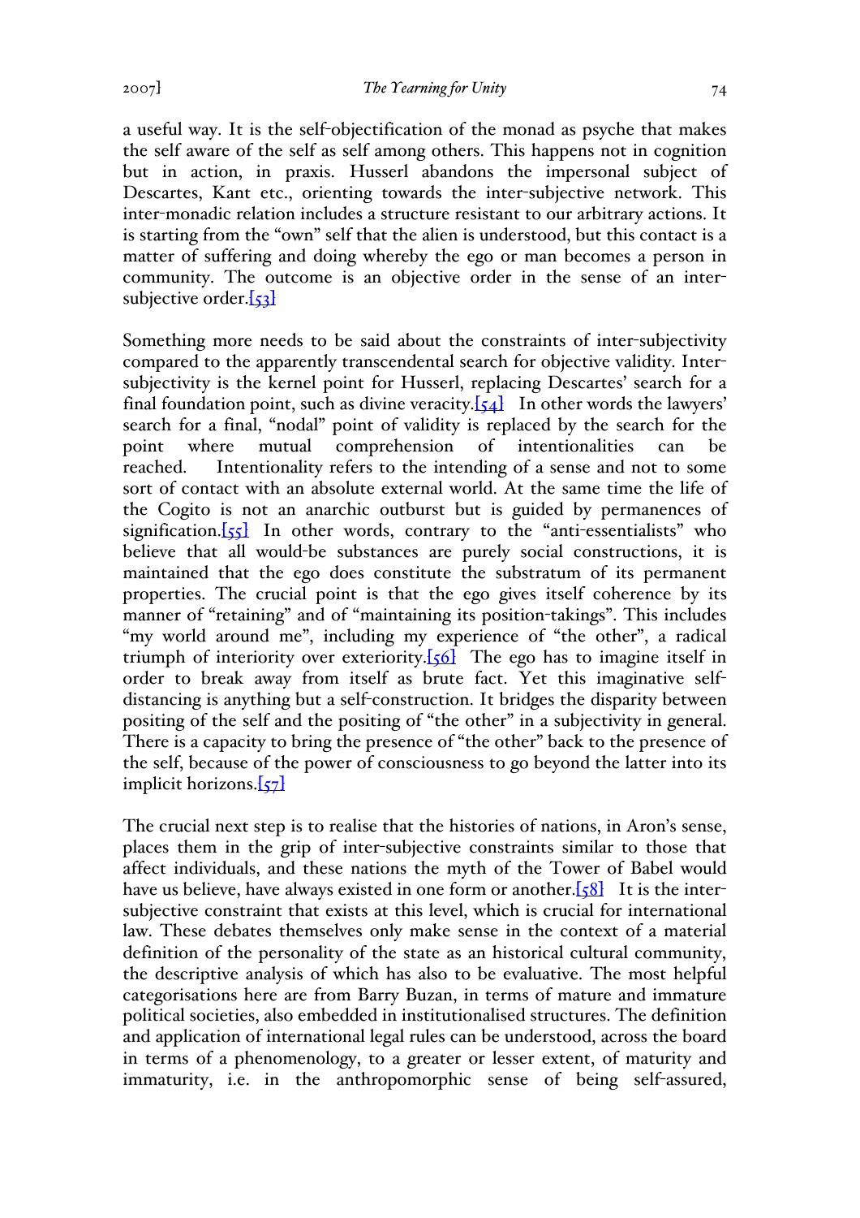a useful way. It is the self-objectification of the monad as psyche that makes the self aware of the self as self among others. This happens not in cognition but in action, in praxis. Husserl abandons the impersonal subject of Descartes, Kant etc., orienting towards the inter-subjective network. This inter-monadic relation includes a structure resistant to our arbitrary actions. It is starting from the "own" self that the alien is understood, but this contact is a matter of suffering and doing whereby the ego or man becomes a person in community. The outcome is an objective order in the sense of an inter-subjective order.[53]

Something more needs to be said about the constraints of inter-subjectivity compared to the apparently transcendental search for objective validity. Inter-subjectivity is the kernel point for Husserl, replacing Descartes' search for a final foundation point, such as divine veracity.[54] In other words the lawyers' search for a final, "nodal" point of validity is replaced by the search for the point where mutual comprehension of intentionalities can be reached. Intentionality refers to the intending of a sense and not to some sort of contact with an absolute external world. At the same time the life of the Cogito is not an anarchic outburst but is guided by permanences of signification.[55] In other words, contrary to the "anti-essentialists" who believe that all would-be substances are purely social constructions, it is maintained that the ego does constitute the substratum of its permanent properties. The crucial point is that the ego gives itself coherence by its manner of "retaining" and of "maintaining its position-takings". This includes "my world around me", including my experience of "the other", a radical triumph of interiority over exteriority.[56] The ego has to imagine itself in order to break away from itself as brute fact. Yet this imaginative self-distancing is anything but a self-construction. It bridges the disparity between positing of the self and the positing of "the other" in a subjectivity in general. There is a capacity to bring the presence of "the other" back to the presence of the self, because of the power of consciousness to go beyond the latter into its implicit horizons.[57]

The crucial next step is to realise that the histories of nations, in Aron's sense, places them in the grip of inter-subjective constraints similar to those that affect individuals, and these nations the myth of the Tower of Babel would have us believe, have always existed in one form or another.[58] It is the inter-subjective constraint that exists at this level, which is crucial for international law. These debates themselves only make sense in the context of a material definition of the personality of the state as an historical cultural community, the descriptive analysis of which has also to be evaluative. The most helpful categorisations here are from Barry Buzan, in terms of mature and immature political societies, also embedded in institutionalised structures. The definition and application of international legal rules can be understood, across the board in terms of a phenomenology, to a greater or lesser extent, of maturity and immaturity, i.e. in the anthropomorphic sense of being self-assured,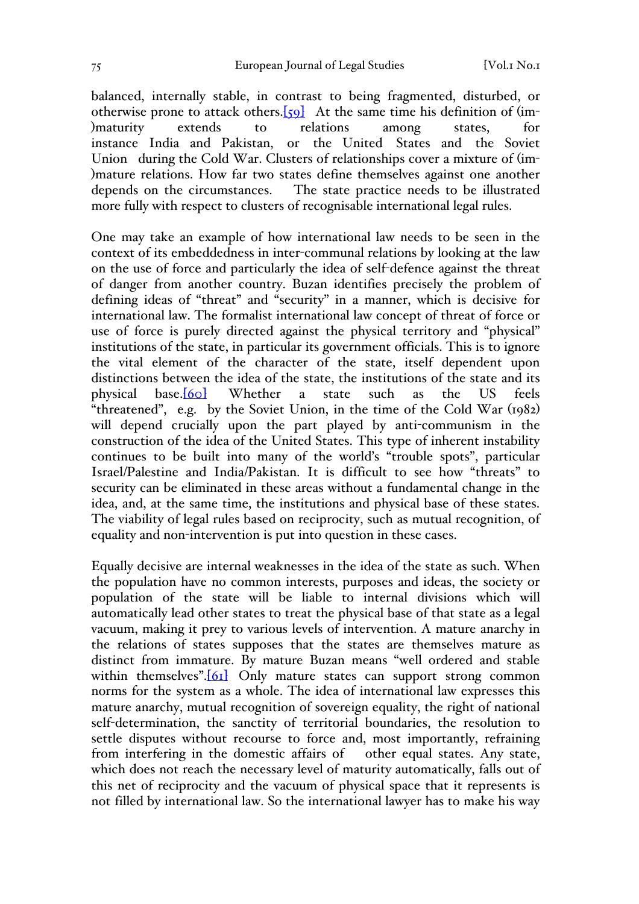balanced, internally stable, in contrast to being fragmented, disturbed, or otherwise prone to attack others.[59] At the same time his definition of (im-)maturity extends to relations among states, for instance India and Pakistan, or the United States and the Soviet Union during the Cold War. Clusters of relationships cover a mixture of (im-)mature relations. How far two states define themselves against one another depends on the circumstances. The state practice needs to be illustrated more fully with respect to clusters of recognisable international legal rules.

One may take an example of how international law needs to be seen in the context of its embeddedness in inter-communal relations by looking at the law on the use of force and particularly the idea of self-defence against the threat of danger from another country. Buzan identifies precisely the problem of defining ideas of "threat" and "security" in a manner, which is decisive for international law. The formalist international law concept of threat of force or use of force is purely directed against the physical territory and "physical" institutions of the state, in particular its government officials. This is to ignore the vital element of the character of the state, itself dependent upon distinctions between the idea of the state, the institutions of the state and its physical base.[60] Whether a state such as the US feels "threatened", e.g. by the Soviet Union, in the time of the Cold War (1982) will depend crucially upon the part played by anti-communism in the construction of the idea of the United States. This type of inherent instability continues to be built into many of the world's "trouble spots", particular Israel/Palestine and India/Pakistan. It is difficult to see how "threats" to security can be eliminated in these areas without a fundamental change in the idea, and, at the same time, the institutions and physical base of these states. The viability of legal rules based on reciprocity, such as mutual recognition, of equality and non-intervention is put into question in these cases.

Equally decisive are internal weaknesses in the idea of the state as such. When the population have no common interests, purposes and ideas, the society or population of the state will be liable to internal divisions which will automatically lead other states to treat the physical base of that state as a legal vacuum, making it prey to various levels of intervention. A mature anarchy in the relations of states supposes that the states are themselves mature as distinct from immature. By mature Buzan means "well ordered and stable within themselves".[61] Only mature states can support strong common norms for the system as a whole. The idea of international law expresses this mature anarchy, mutual recognition of sovereign equality, the right of national self-determination, the sanctity of territorial boundaries, the resolution to settle disputes without recourse to force and, most importantly, refraining from interfering in the domestic affairs of other equal states. Any state, which does not reach the necessary level of maturity automatically, falls out of this net of reciprocity and the vacuum of physical space that it represents is not filled by international law. So the international lawyer has to make his way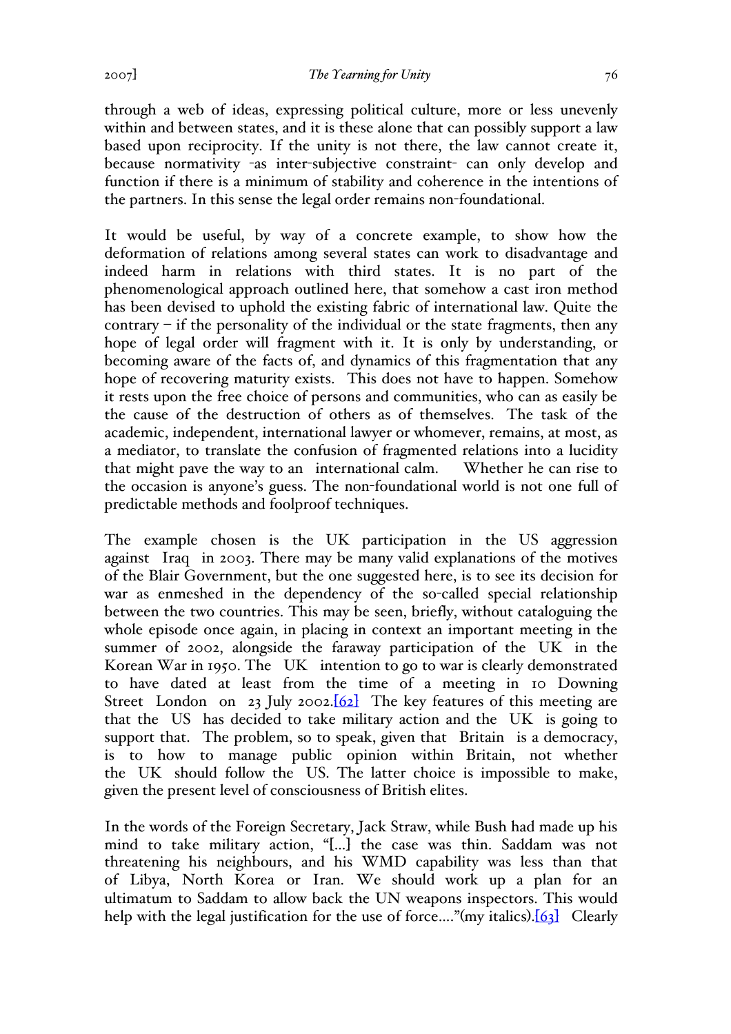through a web of ideas, expressing political culture, more or less unevenly within and between states, and it is these alone that can possibly support a law based upon reciprocity. If the unity is not there, the law cannot create it, because normativity -as inter-subjective constraint- can only develop and function if there is a minimum of stability and coherence in the intentions of the partners. In this sense the legal order remains non-foundational.

It would be useful, by way of a concrete example, to show how the deformation of relations among several states can work to disadvantage and indeed harm in relations with third states. It is no part of the phenomenological approach outlined here, that somehow a cast iron method has been devised to uphold the existing fabric of international law. Quite the contrary – if the personality of the individual or the state fragments, then any hope of legal order will fragment with it. It is only by understanding, or becoming aware of the facts of, and dynamics of this fragmentation that any hope of recovering maturity exists. This does not have to happen. Somehow it rests upon the free choice of persons and communities, who can as easily be the cause of the destruction of others as of themselves. The task of the academic, independent, international lawyer or whomever, remains, at most, as a mediator, to translate the confusion of fragmented relations into a lucidity that might pave the way to an international calm. Whether he can rise to the occasion is anyone's guess. The non-foundational world is not one full of predictable methods and foolproof techniques.

The example chosen is the UK participation in the US aggression against Iraq in 2003. There may be many valid explanations of the motives of the Blair Government, but the one suggested here, is to see its decision for war as enmeshed in the dependency of the so-called special relationship between the two countries. This may be seen, briefly, without cataloguing the whole episode once again, in placing in context an important meeting in the summer of 2002, alongside the faraway participation of the UK in the Korean War in 1950. The UK intention to go to war is clearly demonstrated to have dated at least from the time of a meeting in 10 Downing Street London on 23 July 2002.[62] The key features of this meeting are that the US has decided to take military action and the UK is going to support that. The problem, so to speak, given that Britain is a democracy, is to how to manage public opinion within Britain, not whether the UK should follow the US. The latter choice is impossible to make, given the present level of consciousness of British elites.

In the words of the Foreign Secretary, Jack Straw, while Bush had made up his mind to take military action, "[...] the case was thin. Saddam was not threatening his neighbours, and his WMD capability was less than that of Libya, North Korea or Iran. We should work up a plan for an ultimatum to Saddam to allow back the UN weapons inspectors. This would help with the legal justification for the use of force...."(my italics).[63] Clearly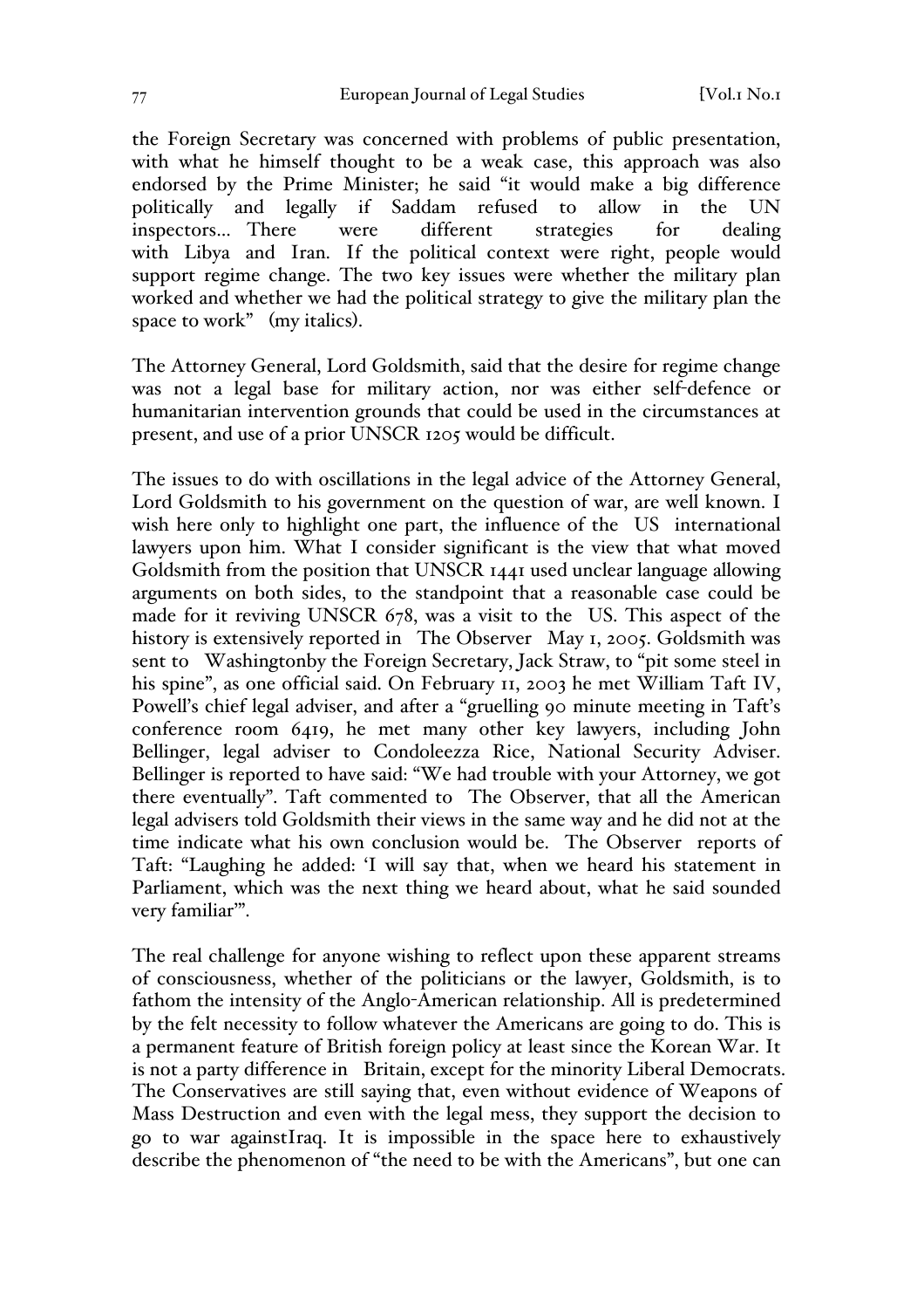the Foreign Secretary was concerned with problems of public presentation, with what he himself thought to be a weak case, this approach was also endorsed by the Prime Minister; he said "it would make a big difference politically and legally if Saddam refused to allow in the UN inspectors... There were different strategies for dealing with Libya and Iran. If the political context were right, people would support regime change. The two key issues were whether the military plan worked and whether we had the political strategy to give the military plan the space to work" (my italics).

The Attorney General, Lord Goldsmith, said that the desire for regime change was not a legal base for military action, nor was either self-defence or humanitarian intervention grounds that could be used in the circumstances at present, and use of a prior UNSCR 1205 would be difficult.

The issues to do with oscillations in the legal advice of the Attorney General, Lord Goldsmith to his government on the question of war, are well known. I wish here only to highlight one part, the influence of the US international lawyers upon him. What I consider significant is the view that what moved Goldsmith from the position that UNSCR 1441 used unclear language allowing arguments on both sides, to the standpoint that a reasonable case could be made for it reviving UNSCR 678, was a visit to the US. This aspect of the history is extensively reported in The Observer May 1, 2005. Goldsmith was sent to Washingtonby the Foreign Secretary, Jack Straw, to "pit some steel in his spine", as one official said. On February 11, 2003 he met William Taft IV, Powell's chief legal adviser, and after a "gruelling 90 minute meeting in Taft's conference room 6419, he met many other key lawyers, including John Bellinger, legal adviser to Condoleezza Rice, National Security Adviser. Bellinger is reported to have said: "We had trouble with your Attorney, we got there eventually". Taft commented to The Observer, that all the American legal advisers told Goldsmith their views in the same way and he did not at the time indicate what his own conclusion would be. The Observer reports of Taft: "Laughing he added: 'I will say that, when we heard his statement in Parliament, which was the next thing we heard about, what he said sounded very familiar'".

The real challenge for anyone wishing to reflect upon these apparent streams of consciousness, whether of the politicians or the lawyer, Goldsmith, is to fathom the intensity of the Anglo-American relationship. All is predetermined by the felt necessity to follow whatever the Americans are going to do. This is a permanent feature of British foreign policy at least since the Korean War. It is not a party difference in Britain, except for the minority Liberal Democrats. The Conservatives are still saying that, even without evidence of Weapons of Mass Destruction and even with the legal mess, they support the decision to go to war againstIraq. It is impossible in the space here to exhaustively describe the phenomenon of "the need to be with the Americans", but one can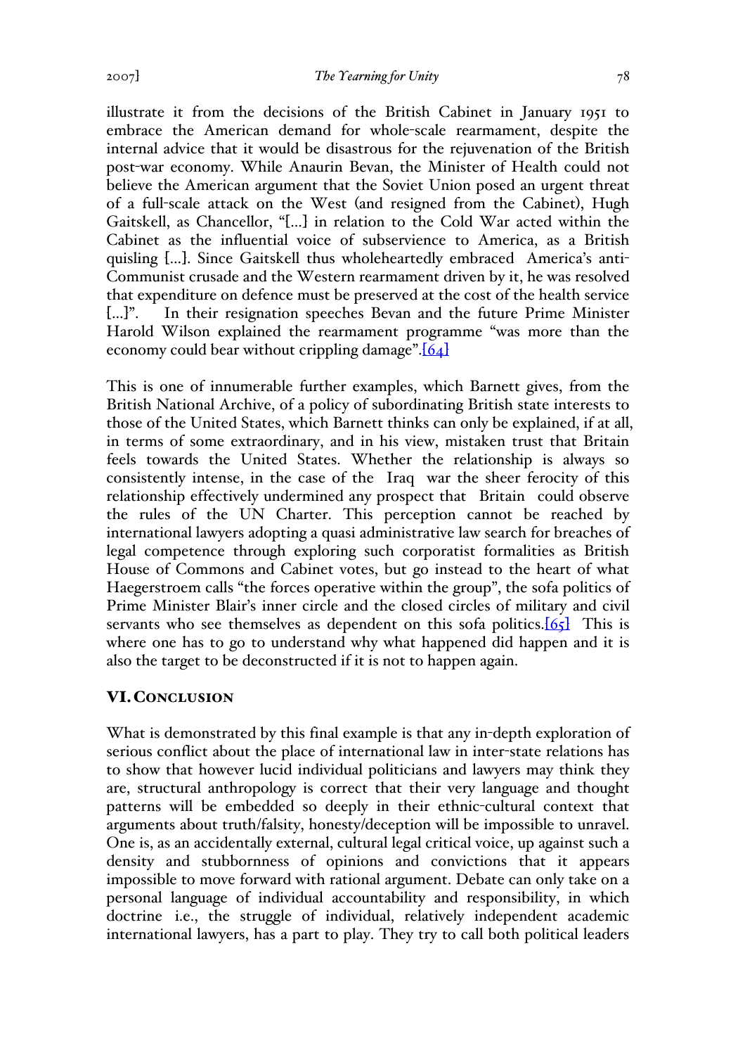illustrate it from the decisions of the British Cabinet in January 1951 to embrace the American demand for whole-scale rearmament, despite the internal advice that it would be disastrous for the rejuvenation of the British post-war economy. While Anaurin Bevan, the Minister of Health could not believe the American argument that the Soviet Union posed an urgent threat of a full-scale attack on the West (and resigned from the Cabinet), Hugh Gaitskell, as Chancellor, "[...] in relation to the Cold War acted within the Cabinet as the influential voice of subservience to America, as a British quisling [...]. Since Gaitskell thus wholeheartedly embraced America's anti-Communist crusade and the Western rearmament driven by it, he was resolved that expenditure on defence must be preserved at the cost of the health service [...]". In their resignation speeches Bevan and the future Prime Minister Harold Wilson explained the rearmament programme "was more than the economy could bear without crippling damage".[64]

This is one of innumerable further examples, which Barnett gives, from the British National Archive, of a policy of subordinating British state interests to those of the United States, which Barnett thinks can only be explained, if at all, in terms of some extraordinary, and in his view, mistaken trust that Britain feels towards the United States. Whether the relationship is always so consistently intense, in the case of the Iraq war the sheer ferocity of this relationship effectively undermined any prospect that Britain could observe the rules of the UN Charter. This perception cannot be reached by international lawyers adopting a quasi administrative law search for breaches of legal competence through exploring such corporatist formalities as British House of Commons and Cabinet votes, but go instead to the heart of what Haegerstroem calls "the forces operative within the group", the sofa politics of Prime Minister Blair's inner circle and the closed circles of military and civil servants who see themselves as dependent on this sofa politics.[65] This is where one has to go to understand why what happened did happen and it is also the target to be deconstructed if it is not to happen again.

## VI. Conclusion

What is demonstrated by this final example is that any in-depth exploration of serious conflict about the place of international law in inter-state relations has to show that however lucid individual politicians and lawyers may think they are, structural anthropology is correct that their very language and thought patterns will be embedded so deeply in their ethnic-cultural context that arguments about truth/falsity, honesty/deception will be impossible to unravel. One is, as an accidentally external, cultural legal critical voice, up against such a density and stubbornness of opinions and convictions that it appears impossible to move forward with rational argument. Debate can only take on a personal language of individual accountability and responsibility, in which doctrine i.e., the struggle of individual, relatively independent academic international lawyers, has a part to play. They try to call both political leaders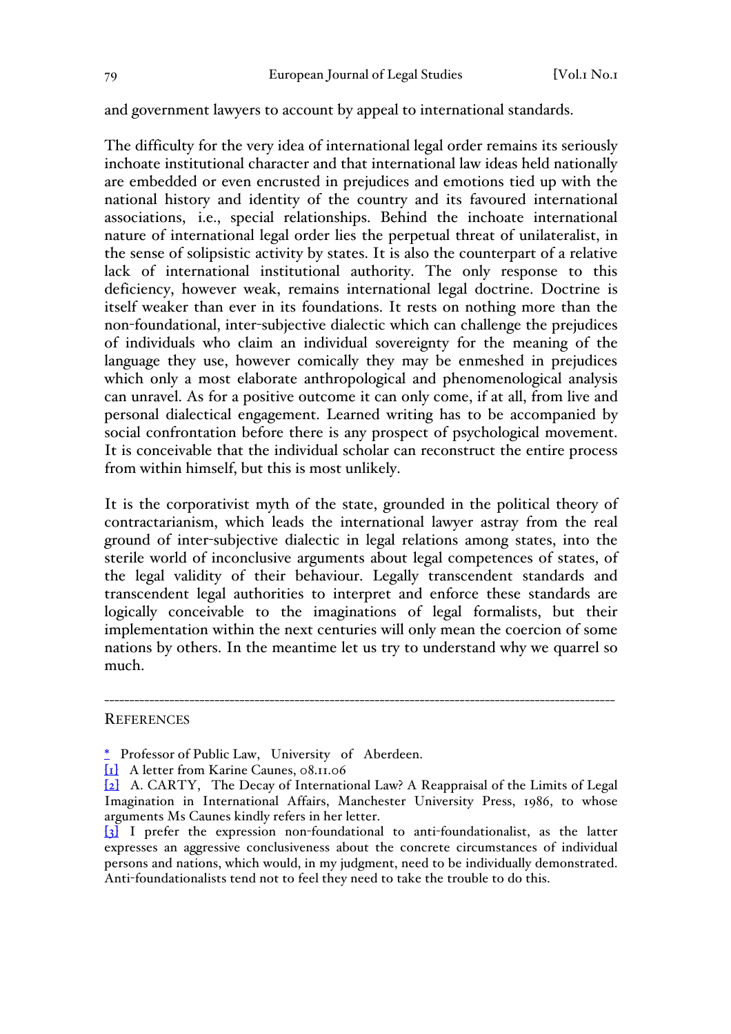and government lawyers to account by appeal to international standards.

The difficulty for the very idea of international legal order remains its seriously inchoate institutional character and that international law ideas held nationally are embedded or even encrusted in prejudices and emotions tied up with the national history and identity of the country and its favoured international associations, i.e., special relationships. Behind the inchoate international nature of international legal order lies the perpetual threat of unilateralist, in the sense of solipsistic activity by states. It is also the counterpart of a relative lack of international institutional authority. The only response to this deficiency, however weak, remains international legal doctrine. Doctrine is itself weaker than ever in its foundations. It rests on nothing more than the non-foundational, inter-subjective dialectic which can challenge the prejudices of individuals who claim an individual sovereignty for the meaning of the language they use, however comically they may be enmeshed in prejudices which only a most elaborate anthropological and phenomenological analysis can unravel. As for a positive outcome it can only come, if at all, from live and personal dialectical engagement. Learned writing has to be accompanied by social confrontation before there is any prospect of psychological movement. It is conceivable that the individual scholar can reconstruct the entire process from within himself, but this is most unlikely.

It is the corporativist myth of the state, grounded in the political theory of contractarianism, which leads the international lawyer astray from the real ground of inter-subjective dialectic in legal relations among states, into the sterile world of inconclusive arguments about legal competences of states, of the legal validity of their behaviour. Legally transcendent standards and transcendent legal authorities to interpret and enforce these standards are logically conceivable to the imaginations of legal formalists, but their implementation within the next centuries will only mean the coercion of some nations by others. In the meantime let us try to understand why we quarrel so much.

---

REFERENCES

* Professor of Public Law, University of Aberdeen.

[1] A letter from Karine Caunes, 08.11.06

[2] A. CARTY, The Decay of International Law? A Reappraisal of the Limits of Legal Imagination in International Affairs, Manchester University Press, 1986, to whose arguments Ms Caunes kindly refers in her letter.

[3] I prefer the expression non-foundational to anti-foundationalist, as the latter expresses an aggressive conclusiveness about the concrete circumstances of individual persons and nations, which would, in my judgment, need to be individually demonstrated. Anti-foundationalists tend not to feel they need to take the trouble to do this.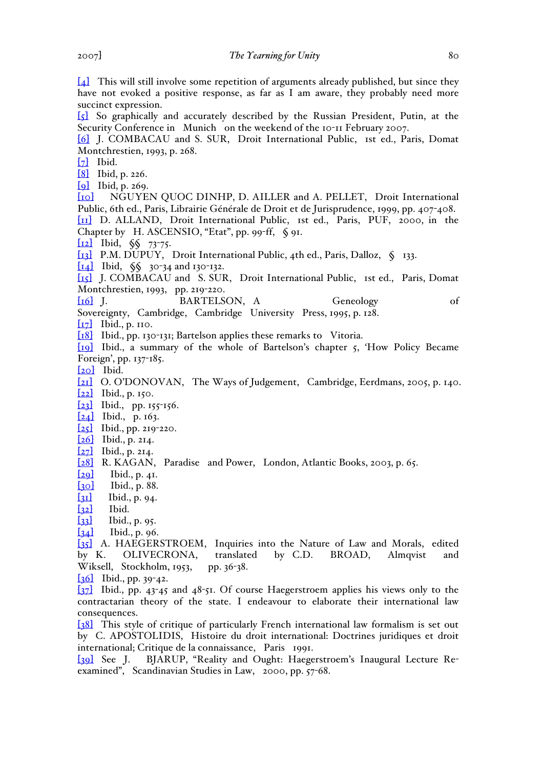[4] This will still involve some repetition of arguments already published, but since they have not evoked a positive response, as far as I am aware, they probably need more succinct expression.

[5] So graphically and accurately described by the Russian President, Putin, at the Security Conference in Munich on the weekend of the 10-11 February 2007.

[6] J. COMBACAU and S. SUR, Droit International Public, 1st ed., Paris, Domat Montchrestien, 1993, p. 268.

[7] Ibid.

[8] Ibid, p. 226.

[9] Ibid, p. 269.

[10] NGUYEN QUOC DINHP, D. AILLER and A. PELLET, Droit International Public, 6th ed., Paris, Librairie Générale de Droit et de Jurisprudence, 1999, pp. 407-408.

[11] D. ALLAND, Droit International Public, 1st ed., Paris, PUF, 2000, in the Chapter by H. ASCENSIO, "Etat", pp. 99-ff, § 91.

[12] Ibid, §§ 73-75.

[13] P.M. DUPUY, Droit International Public, 4th ed., Paris, Dalloz, § 133.

[14] Ibid, §§ 30-34 and 130-132.

[15] J. COMBACAU and S. SUR, Droit International Public, 1st ed., Paris, Domat Montchrestien, 1993, pp. 219-220.

[16] J. BARTELSON, A Geneology of Sovereignty, Cambridge, Cambridge University Press, 1995, p. 128.

[17] Ibid., p. 110.

[18] Ibid., pp. 130-131; Bartelson applies these remarks to Vitoria.

[19] Ibid., a summary of the whole of Bartelson's chapter 5, 'How Policy Became Foreign', pp. 137-185.

[20] Ibid.

[21] O. O'DONOVAN, The Ways of Judgement, Cambridge, Eerdmans, 2005, p. 140.

[22] Ibid., p. 150.

[23] Ibid., pp. 155-156.

[24] Ibid., p. 163.

[25] Ibid., pp. 219-220.

[26] Ibid., p. 214.

[27] Ibid., p. 214.

[28] R. KAGAN, Paradise and Power, London, Atlantic Books, 2003, p. 65.

[29] Ibid., p. 41.

[30] Ibid., p. 88.

[31] Ibid., p. 94.

[32] Ibid.

[33] Ibid., p. 95.

[34] Ibid., p. 96.

[35] A. HAEGERSTROEM, Inquiries into the Nature of Law and Morals, edited by K. OLIVECRONA, translated by C.D. BROAD, Almqvist and Wiksell, Stockholm, 1953, pp. 36-38.

[36] Ibid., pp. 39-42.

[37] Ibid., pp. 43-45 and 48-51. Of course Haegerstroem applies his views only to the contractarian theory of the state. I endeavour to elaborate their international law consequences.

[38] This style of critique of particularly French international law formalism is set out by C. APOSTOLIDIS, Histoire du droit international: Doctrines juridiques et droit international; Critique de la connaissance, Paris 1991.

[39] See J. BJARUP, "Reality and Ought: Haegerstroem's Inaugural Lecture Re-examined", Scandinavian Studies in Law, 2000, pp. 57-68.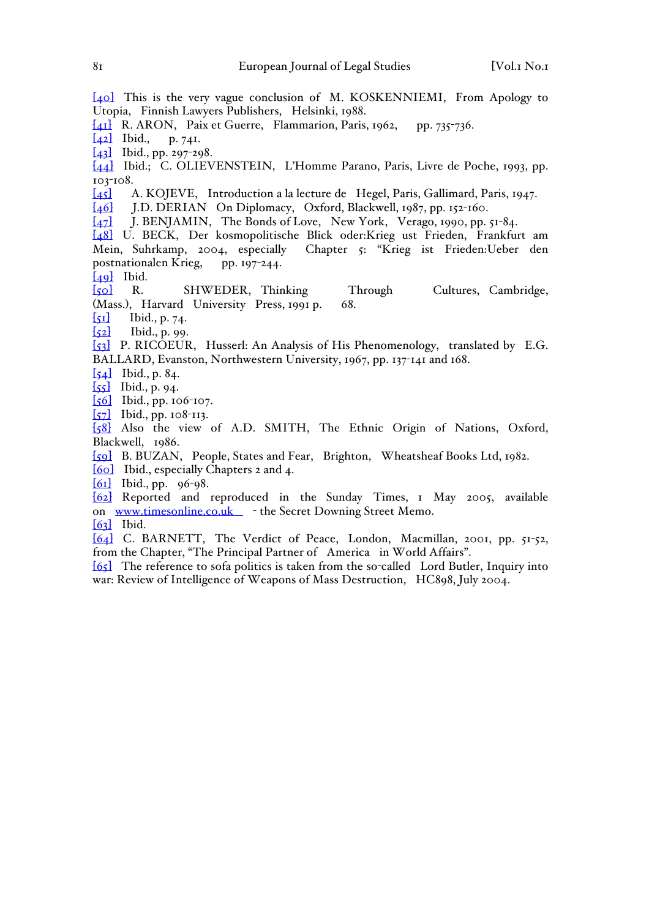[40] This is the very vague conclusion of M. KOSKENNIEMI, From Apology to Utopia, Finnish Lawyers Publishers, Helsinki, 1988.

[41] R. ARON, Paix et Guerre, Flammarion, Paris, 1962, pp. 735-736.

[42] Ibid., p. 741.

[43] Ibid., pp. 297-298.

[44] Ibid.; C. OLIEVENSTEIN, L'Homme Parano, Paris, Livre de Poche, 1993, pp. 103-108.

[45] A. KOJEVE, Introduction a la lecture de Hegel, Paris, Gallimard, Paris, 1947.

[46] J.D. DERIAN On Diplomacy, Oxford, Blackwell, 1987, pp. 152-160.

[47] J. BENJAMIN, The Bonds of Love, New York, Verago, 1990, pp. 51-84.

[48] U. BECK, Der kosmopolitische Blick oder:Krieg ust Frieden, Frankfurt am Mein, Suhrkamp, 2004, especially Chapter 5: "Krieg ist Frieden:Ueber den postnationalen Krieg, pp. 197-244.

[49] Ibid.

[50] R. SHWEDER, Thinking Through Cultures, Cambridge, (Mass.), Harvard University Press, 1991 p. 68.

[51] Ibid., p. 74.

[52] Ibid., p. 99.

[53] P. RICOEUR, Husserl: An Analysis of His Phenomenology, translated by E.G. BALLARD, Evanston, Northwestern University, 1967, pp. 137-141 and 168.

[54] Ibid., p. 84.

[55] Ibid., p. 94.

[56] Ibid., pp. 106-107.

[57] Ibid., pp. 108-113.

[58] Also the view of A.D. SMITH, The Ethnic Origin of Nations, Oxford, Blackwell, 1986.

[59] B. BUZAN, People, States and Fear, Brighton, Wheatsheaf Books Ltd, 1982.

[60] Ibid., especially Chapters 2 and 4.

[61] Ibid., pp. 96-98.

[62] Reported and reproduced in the Sunday Times, 1 May 2005, available on www.timesonline.co.uk - the Secret Downing Street Memo.

[63] Ibid.

[64] C. BARNETT, The Verdict of Peace, London, Macmillan, 2001, pp. 51-52, from the Chapter, "The Principal Partner of America in World Affairs".

[65] The reference to sofa politics is taken from the so-called Lord Butler, Inquiry into war: Review of Intelligence of Weapons of Mass Destruction, HC898, July 2004.